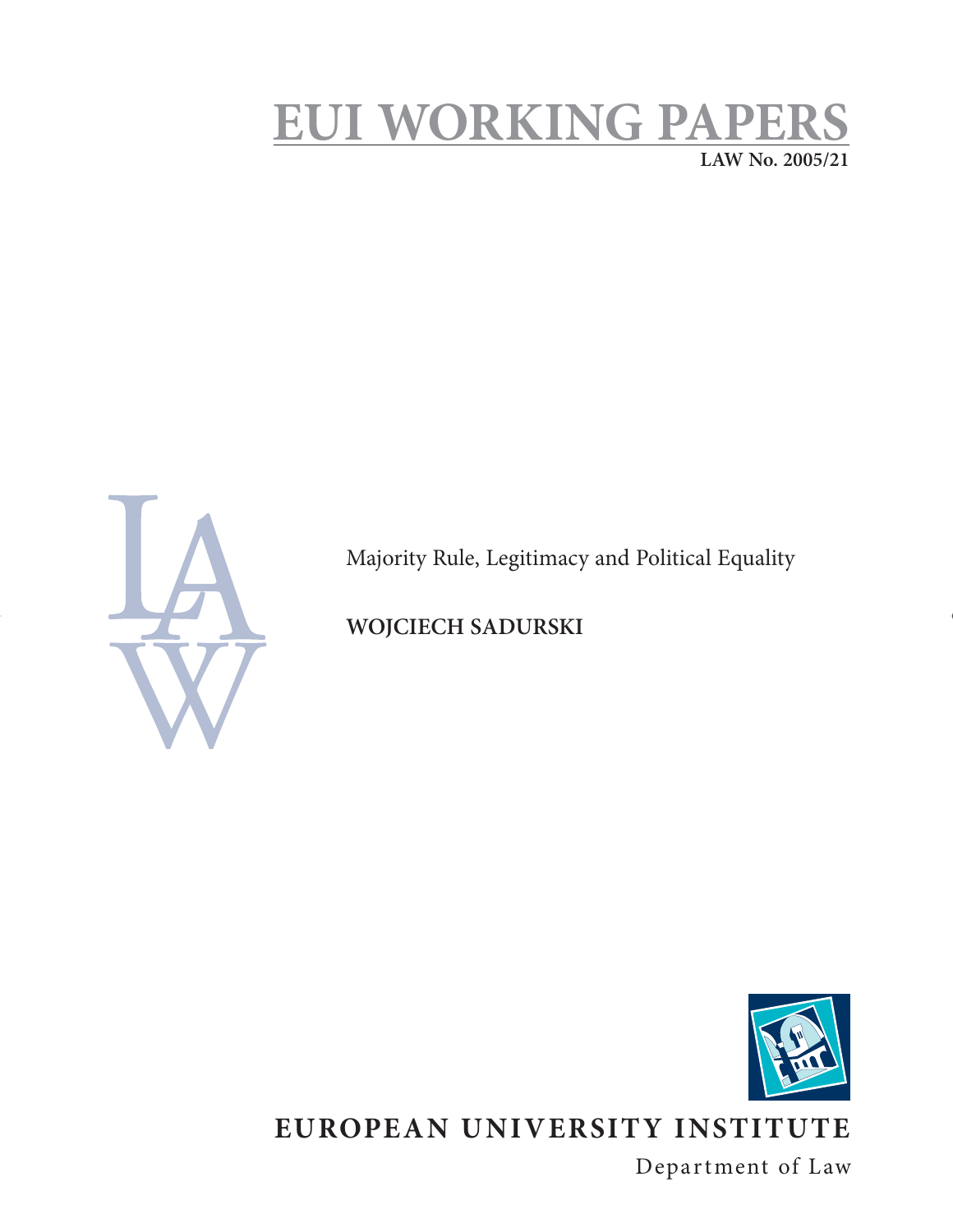# EUI WORKING PAPERS

**LAW No. 2005/21**

Majority Rule, Legitimacy and Political Equality

**WOJCIECH SADURSKI**

**EUROPEAN UNIVERSITY INSTITUTE**

Department of Law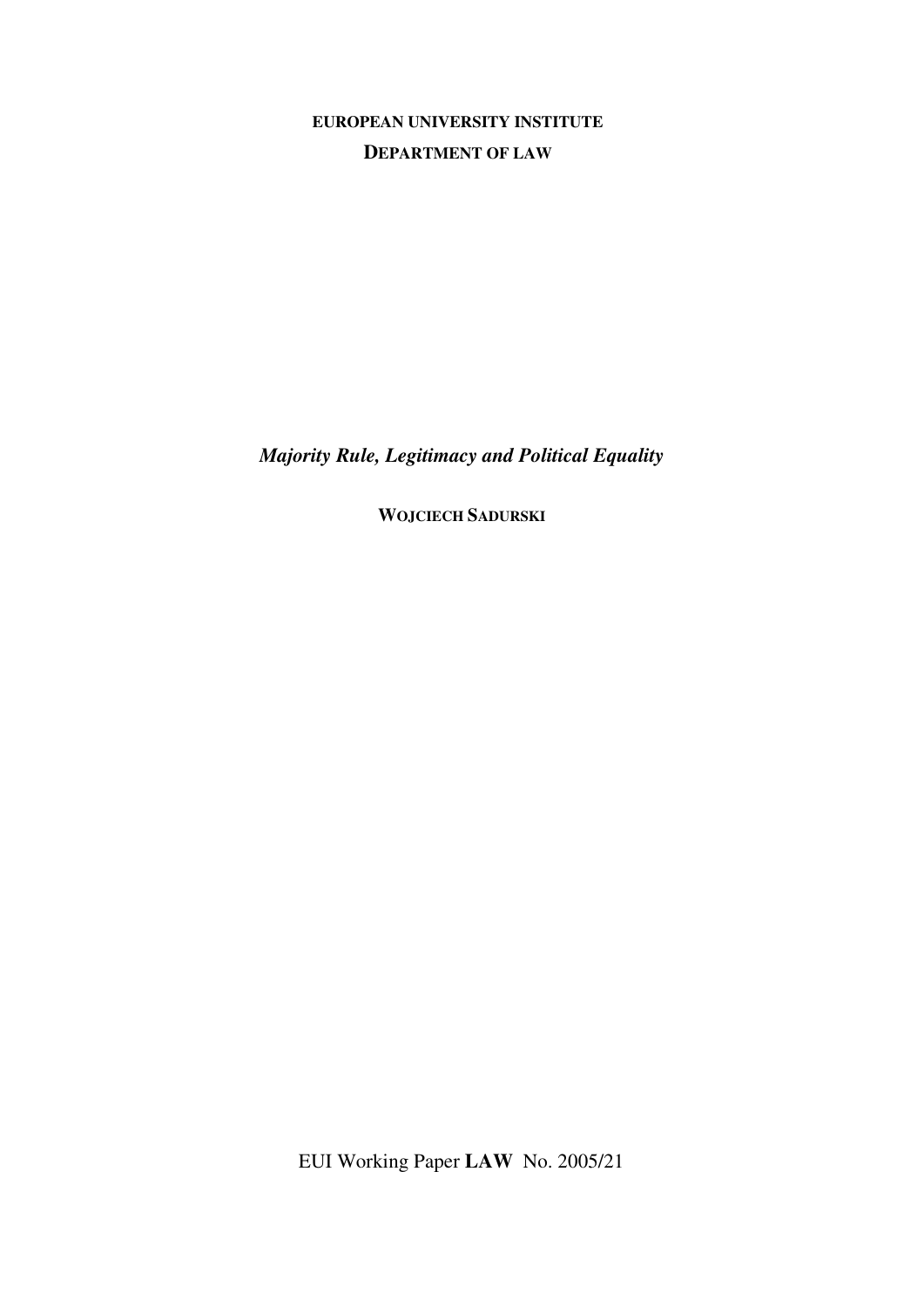**EUROPEAN UNIVERSITY INSTITUTE**

**DEPARTMENT OF LAW**

***Majority Rule, Legitimacy and Political Equality***

**WOJCIECH SADURSKI**

EUI Working Paper **LAW** No. 2005/21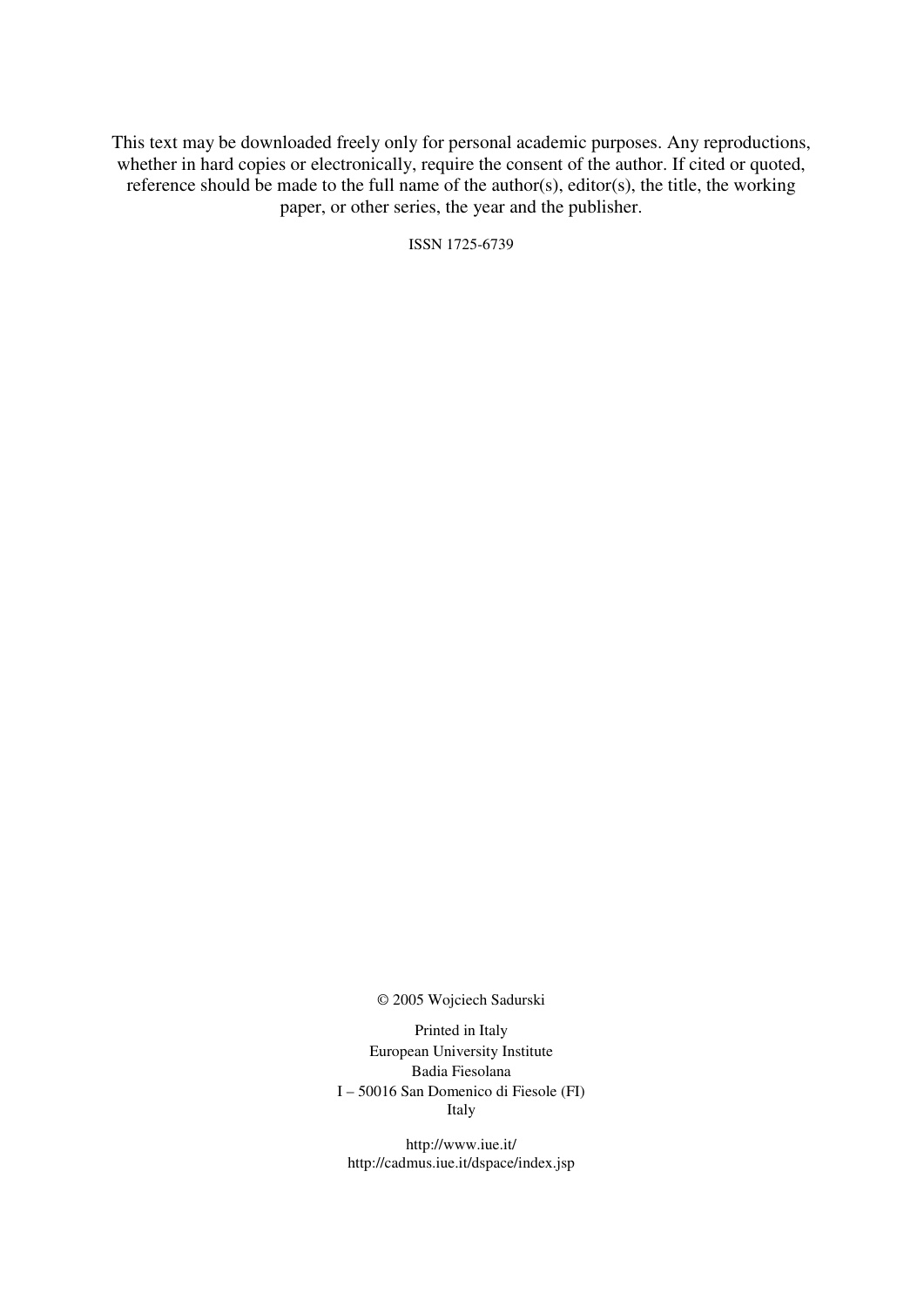This text may be downloaded freely only for personal academic purposes. Any reproductions, whether in hard copies or electronically, require the consent of the author. If cited or quoted, reference should be made to the full name of the author(s), editor(s), the title, the working paper, or other series, the year and the publisher.

ISSN 1725-6739

© 2005 Wojciech Sadurski

Printed in Italy
European University Institute
Badia Fiesolana
I – 50016 San Domenico di Fiesole (FI)
Italy

http://www.iue.it/
http://cadmus.iue.it/dspace/index.jsp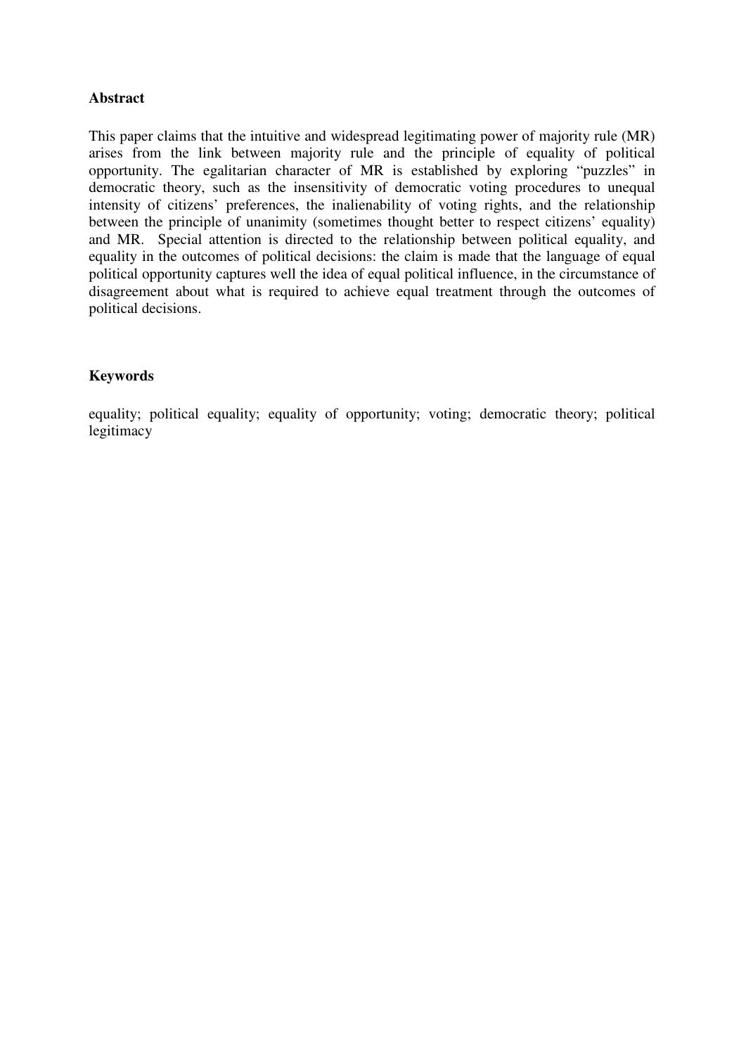**Abstract**

This paper claims that the intuitive and widespread legitimating power of majority rule (MR) arises from the link between majority rule and the principle of equality of political opportunity. The egalitarian character of MR is established by exploring "puzzles" in democratic theory, such as the insensitivity of democratic voting procedures to unequal intensity of citizens' preferences, the inalienability of voting rights, and the relationship between the principle of unanimity (sometimes thought better to respect citizens' equality) and MR. Special attention is directed to the relationship between political equality, and equality in the outcomes of political decisions: the claim is made that the language of equal political opportunity captures well the idea of equal political influence, in the circumstance of disagreement about what is required to achieve equal treatment through the outcomes of political decisions.

**Keywords**

equality; political equality; equality of opportunity; voting; democratic theory; political legitimacy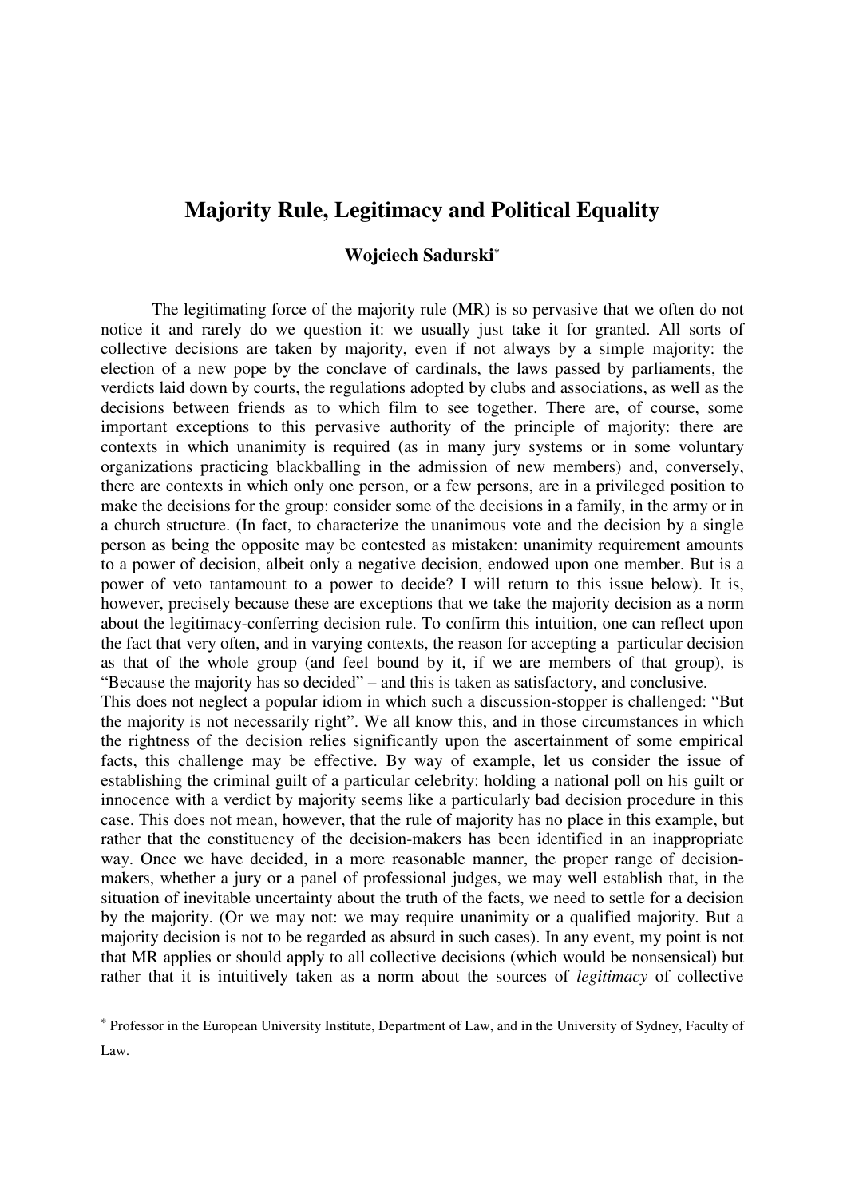# Majority Rule, Legitimacy and Political Equality

**Wojciech Sadurski**[*]

The legitimating force of the majority rule (MR) is so pervasive that we often do not notice it and rarely do we question it: we usually just take it for granted. All sorts of collective decisions are taken by majority, even if not always by a simple majority: the election of a new pope by the conclave of cardinals, the laws passed by parliaments, the verdicts laid down by courts, the regulations adopted by clubs and associations, as well as the decisions between friends as to which film to see together. There are, of course, some important exceptions to this pervasive authority of the principle of majority: there are contexts in which unanimity is required (as in many jury systems or in some voluntary organizations practicing blackballing in the admission of new members) and, conversely, there are contexts in which only one person, or a few persons, are in a privileged position to make the decisions for the group: consider some of the decisions in a family, in the army or in a church structure. (In fact, to characterize the unanimous vote and the decision by a single person as being the opposite may be contested as mistaken: unanimity requirement amounts to a power of decision, albeit only a negative decision, endowed upon one member. But is a power of veto tantamount to a power to decide? I will return to this issue below). It is, however, precisely because these are exceptions that we take the majority decision as a norm about the legitimacy-conferring decision rule. To confirm this intuition, one can reflect upon the fact that very often, and in varying contexts, the reason for accepting a particular decision as that of the whole group (and feel bound by it, if we are members of that group), is "Because the majority has so decided" – and this is taken as satisfactory, and conclusive.

This does not neglect a popular idiom in which such a discussion-stopper is challenged: "But the majority is not necessarily right". We all know this, and in those circumstances in which the rightness of the decision relies significantly upon the ascertainment of some empirical facts, this challenge may be effective. By way of example, let us consider the issue of establishing the criminal guilt of a particular celebrity: holding a national poll on his guilt or innocence with a verdict by majority seems like a particularly bad decision procedure in this case. This does not mean, however, that the rule of majority has no place in this example, but rather that the constituency of the decision-makers has been identified in an inappropriate way. Once we have decided, in a more reasonable manner, the proper range of decision-makers, whether a jury or a panel of professional judges, we may well establish that, in the situation of inevitable uncertainty about the truth of the facts, we need to settle for a decision by the majority. (Or we may not: we may require unanimity or a qualified majority. But a majority decision is not to be regarded as absurd in such cases). In any event, my point is not that MR applies or should apply to all collective decisions (which would be nonsensical) but rather that it is intuitively taken as a norm about the sources of *legitimacy* of collective

---

[*] Professor in the European University Institute, Department of Law, and in the University of Sydney, Faculty of Law.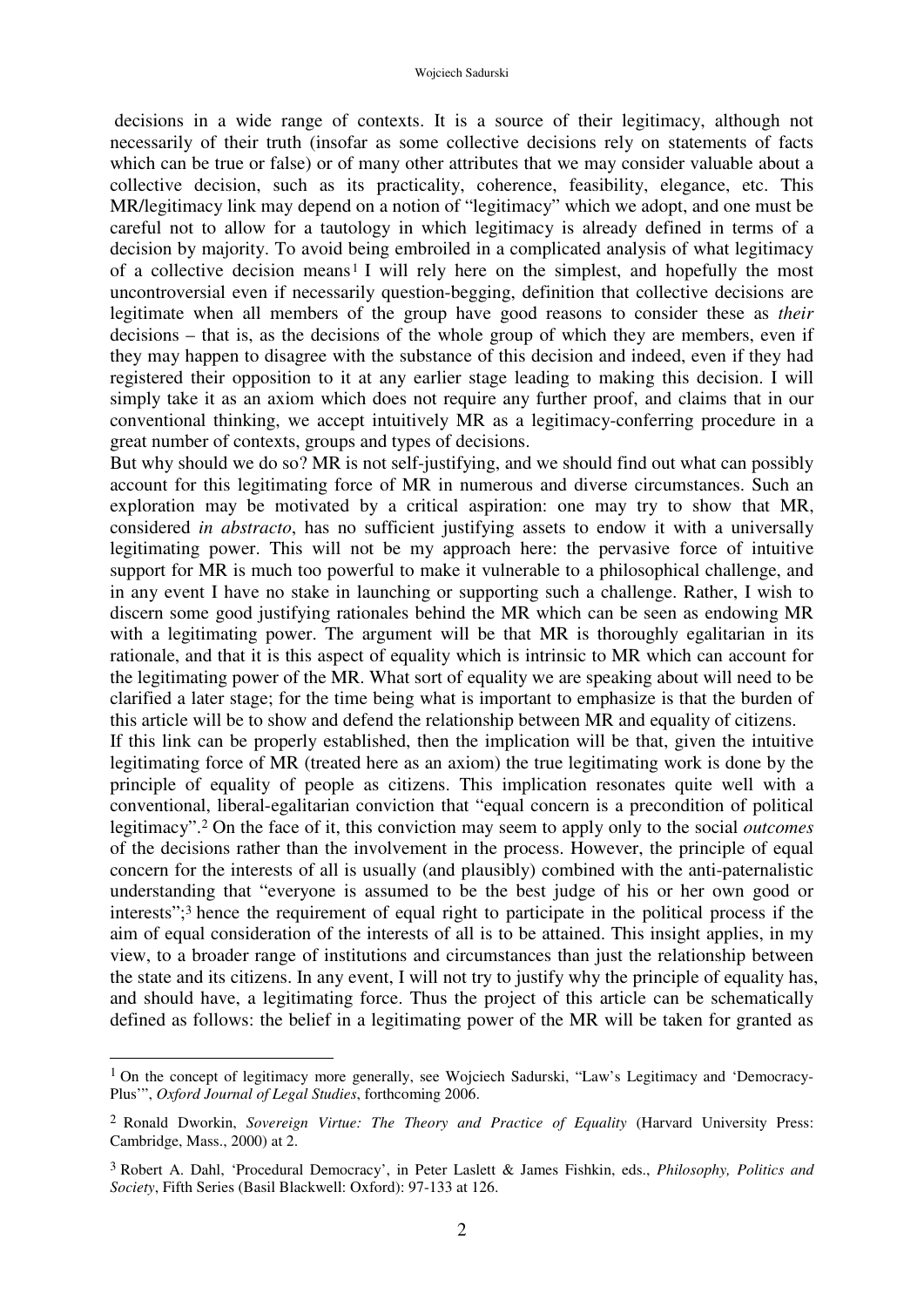decisions in a wide range of contexts. It is a source of their legitimacy, although not necessarily of their truth (insofar as some collective decisions rely on statements of facts which can be true or false) or of many other attributes that we may consider valuable about a collective decision, such as its practicality, coherence, feasibility, elegance, etc. This MR/legitimacy link may depend on a notion of "legitimacy" which we adopt, and one must be careful not to allow for a tautology in which legitimacy is already defined in terms of a decision by majority. To avoid being embroiled in a complicated analysis of what legitimacy of a collective decision means[1] I will rely here on the simplest, and hopefully the most uncontroversial even if necessarily question-begging, definition that collective decisions are legitimate when all members of the group have good reasons to consider these as *their* decisions – that is, as the decisions of the whole group of which they are members, even if they may happen to disagree with the substance of this decision and indeed, even if they had registered their opposition to it at any earlier stage leading to making this decision. I will simply take it as an axiom which does not require any further proof, and claims that in our conventional thinking, we accept intuitively MR as a legitimacy-conferring procedure in a great number of contexts, groups and types of decisions.

But why should we do so? MR is not self-justifying, and we should find out what can possibly account for this legitimating force of MR in numerous and diverse circumstances. Such an exploration may be motivated by a critical aspiration: one may try to show that MR, considered *in abstracto*, has no sufficient justifying assets to endow it with a universally legitimating power. This will not be my approach here: the pervasive force of intuitive support for MR is much too powerful to make it vulnerable to a philosophical challenge, and in any event I have no stake in launching or supporting such a challenge. Rather, I wish to discern some good justifying rationales behind the MR which can be seen as endowing MR with a legitimating power. The argument will be that MR is thoroughly egalitarian in its rationale, and that it is this aspect of equality which is intrinsic to MR which can account for the legitimating power of the MR. What sort of equality we are speaking about will need to be clarified a later stage; for the time being what is important to emphasize is that the burden of this article will be to show and defend the relationship between MR and equality of citizens.

If this link can be properly established, then the implication will be that, given the intuitive legitimating force of MR (treated here as an axiom) the true legitimating work is done by the principle of equality of people as citizens. This implication resonates quite well with a conventional, liberal-egalitarian conviction that "equal concern is a precondition of political legitimacy".[2] On the face of it, this conviction may seem to apply only to the social *outcomes* of the decisions rather than the involvement in the process. However, the principle of equal concern for the interests of all is usually (and plausibly) combined with the anti-paternalistic understanding that "everyone is assumed to be the best judge of his or her own good or interests";[3] hence the requirement of equal right to participate in the political process if the aim of equal consideration of the interests of all is to be attained. This insight applies, in my view, to a broader range of institutions and circumstances than just the relationship between the state and its citizens. In any event, I will not try to justify why the principle of equality has, and should have, a legitimating force. Thus the project of this article can be schematically defined as follows: the belief in a legitimating power of the MR will be taken for granted as

---

[1] On the concept of legitimacy more generally, see Wojciech Sadurski, "Law's Legitimacy and 'Democracy-Plus'", *Oxford Journal of Legal Studies*, forthcoming 2006.

[2] Ronald Dworkin, *Sovereign Virtue: The Theory and Practice of Equality* (Harvard University Press: Cambridge, Mass., 2000) at 2.

[3] Robert A. Dahl, 'Procedural Democracy', in Peter Laslett & James Fishkin, eds., *Philosophy, Politics and Society*, Fifth Series (Basil Blackwell: Oxford): 97-133 at 126.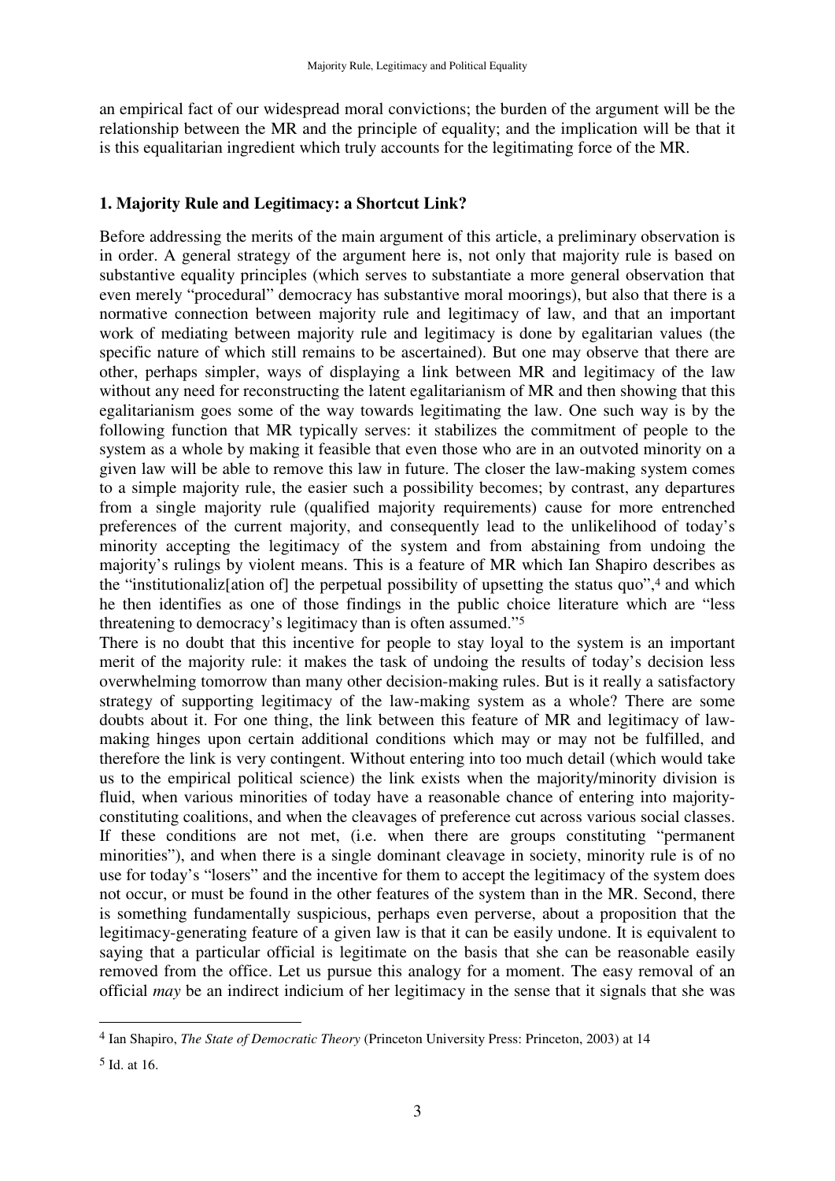an empirical fact of our widespread moral convictions; the burden of the argument will be the relationship between the MR and the principle of equality; and the implication will be that it is this egalitarian ingredient which truly accounts for the legitimating force of the MR.

## 1. Majority Rule and Legitimacy: a Shortcut Link?

Before addressing the merits of the main argument of this article, a preliminary observation is in order. A general strategy of the argument here is, not only that majority rule is based on substantive equality principles (which serves to substantiate a more general observation that even merely "procedural" democracy has substantive moral moorings), but also that there is a normative connection between majority rule and legitimacy of law, and that an important work of mediating between majority rule and legitimacy is done by egalitarian values (the specific nature of which still remains to be ascertained). But one may observe that there are other, perhaps simpler, ways of displaying a link between MR and legitimacy of the law without any need for reconstructing the latent egalitarianism of MR and then showing that this egalitarianism goes some of the way towards legitimating the law. One such way is by the following function that MR typically serves: it stabilizes the commitment of people to the system as a whole by making it feasible that even those who are in an outvoted minority on a given law will be able to remove this law in future. The closer the law-making system comes to a simple majority rule, the easier such a possibility becomes; by contrast, any departures from a single majority rule (qualified majority requirements) cause for more entrenched preferences of the current majority, and consequently lead to the unlikelihood of today's minority accepting the legitimacy of the system and from abstaining from undoing the majority's rulings by violent means. This is a feature of MR which Ian Shapiro describes as the "institutionaliz[ation of] the perpetual possibility of upsetting the status quo",[4] and which he then identifies as one of those findings in the public choice literature which are "less threatening to democracy's legitimacy than is often assumed."[5]

There is no doubt that this incentive for people to stay loyal to the system is an important merit of the majority rule: it makes the task of undoing the results of today's decision less overwhelming tomorrow than many other decision-making rules. But is it really a satisfactory strategy of supporting legitimacy of the law-making system as a whole? There are some doubts about it. For one thing, the link between this feature of MR and legitimacy of law-making hinges upon certain additional conditions which may or may not be fulfilled, and therefore the link is very contingent. Without entering into too much detail (which would take us to the empirical political science) the link exists when the majority/minority division is fluid, when various minorities of today have a reasonable chance of entering into majority-constituting coalitions, and when the cleavages of preference cut across various social classes. If these conditions are not met, (i.e. when there are groups constituting "permanent minorities"), and when there is a single dominant cleavage in society, minority rule is of no use for today's "losers" and the incentive for them to accept the legitimacy of the system does not occur, or must be found in the other features of the system than in the MR. Second, there is something fundamentally suspicious, perhaps even perverse, about a proposition that the legitimacy-generating feature of a given law is that it can be easily undone. It is equivalent to saying that a particular official is legitimate on the basis that she can be reasonable easily removed from the office. Let us pursue this analogy for a moment. The easy removal of an official *may* be an indirect indicium of her legitimacy in the sense that it signals that she was

---

[4] Ian Shapiro, *The State of Democratic Theory* (Princeton University Press: Princeton, 2003) at 14

[5] Id. at 16.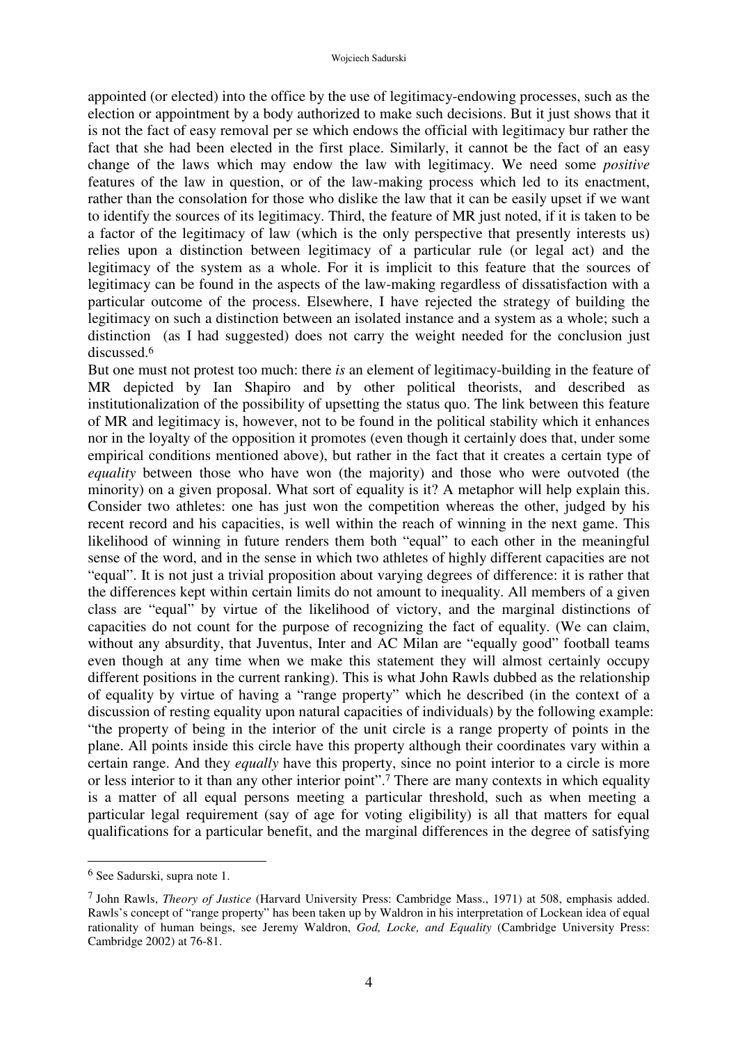appointed (or elected) into the office by the use of legitimacy-endowing processes, such as the election or appointment by a body authorized to make such decisions. But it just shows that it is not the fact of easy removal per se which endows the official with legitimacy bur rather the fact that she had been elected in the first place. Similarly, it cannot be the fact of an easy change of the laws which may endow the law with legitimacy. We need some *positive* features of the law in question, or of the law-making process which led to its enactment, rather than the consolation for those who dislike the law that it can be easily upset if we want to identify the sources of its legitimacy. Third, the feature of MR just noted, if it is taken to be a factor of the legitimacy of law (which is the only perspective that presently interests us) relies upon a distinction between legitimacy of a particular rule (or legal act) and the legitimacy of the system as a whole. For it is implicit to this feature that the sources of legitimacy can be found in the aspects of the law-making regardless of dissatisfaction with a particular outcome of the process. Elsewhere, I have rejected the strategy of building the legitimacy on such a distinction between an isolated instance and a system as a whole; such a distinction (as I had suggested) does not carry the weight needed for the conclusion just discussed.[6]

But one must not protest too much: there *is* an element of legitimacy-building in the feature of MR depicted by Ian Shapiro and by other political theorists, and described as institutionalization of the possibility of upsetting the status quo. The link between this feature of MR and legitimacy is, however, not to be found in the political stability which it enhances nor in the loyalty of the opposition it promotes (even though it certainly does that, under some empirical conditions mentioned above), but rather in the fact that it creates a certain type of *equality* between those who have won (the majority) and those who were outvoted (the minority) on a given proposal. What sort of equality is it? A metaphor will help explain this. Consider two athletes: one has just won the competition whereas the other, judged by his recent record and his capacities, is well within the reach of winning in the next game. This likelihood of winning in future renders them both "equal" to each other in the meaningful sense of the word, and in the sense in which two athletes of highly different capacities are not "equal". It is not just a trivial proposition about varying degrees of difference: it is rather that the differences kept within certain limits do not amount to inequality. All members of a given class are "equal" by virtue of the likelihood of victory, and the marginal distinctions of capacities do not count for the purpose of recognizing the fact of equality. (We can claim, without any absurdity, that Juventus, Inter and AC Milan are "equally good" football teams even though at any time when we make this statement they will almost certainly occupy different positions in the current ranking). This is what John Rawls dubbed as the relationship of equality by virtue of having a "range property" which he described (in the context of a discussion of resting equality upon natural capacities of individuals) by the following example: "the property of being in the interior of the unit circle is a range property of points in the plane. All points inside this circle have this property although their coordinates vary within a certain range. And they *equally* have this property, since no point interior to a circle is more or less interior to it than any other interior point".[7] There are many contexts in which equality is a matter of all equal persons meeting a particular threshold, such as when meeting a particular legal requirement (say of age for voting eligibility) is all that matters for equal qualifications for a particular benefit, and the marginal differences in the degree of satisfying

---

[6] See Sadurski, supra note 1.

[7] John Rawls, *Theory of Justice* (Harvard University Press: Cambridge Mass., 1971) at 508, emphasis added. Rawls's concept of "range property" has been taken up by Waldron in his interpretation of Lockean idea of equal rationality of human beings, see Jeremy Waldron, *God, Locke, and Equality* (Cambridge University Press: Cambridge 2002) at 76-81.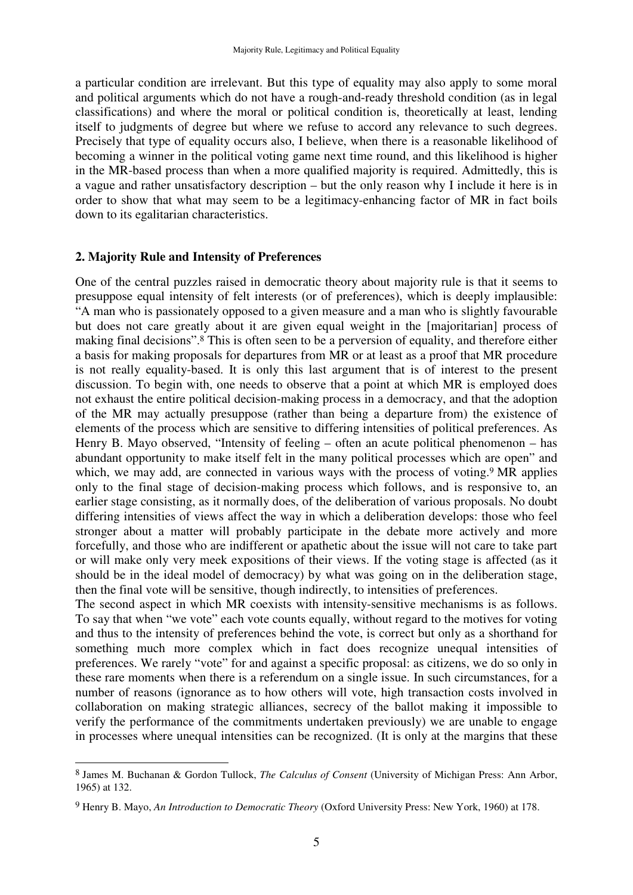a particular condition are irrelevant. But this type of equality may also apply to some moral and political arguments which do not have a rough-and-ready threshold condition (as in legal classifications) and where the moral or political condition is, theoretically at least, lending itself to judgments of degree but where we refuse to accord any relevance to such degrees. Precisely that type of equality occurs also, I believe, when there is a reasonable likelihood of becoming a winner in the political voting game next time round, and this likelihood is higher in the MR-based process than when a more qualified majority is required. Admittedly, this is a vague and rather unsatisfactory description – but the only reason why I include it here is in order to show that what may seem to be a legitimacy-enhancing factor of MR in fact boils down to its egalitarian characteristics.

## 2. Majority Rule and Intensity of Preferences

One of the central puzzles raised in democratic theory about majority rule is that it seems to presuppose equal intensity of felt interests (or of preferences), which is deeply implausible: "A man who is passionately opposed to a given measure and a man who is slightly favourable but does not care greatly about it are given equal weight in the [majoritarian] process of making final decisions".[8] This is often seen to be a perversion of equality, and therefore either a basis for making proposals for departures from MR or at least as a proof that MR procedure is not really equality-based. It is only this last argument that is of interest to the present discussion. To begin with, one needs to observe that a point at which MR is employed does not exhaust the entire political decision-making process in a democracy, and that the adoption of the MR may actually presuppose (rather than being a departure from) the existence of elements of the process which are sensitive to differing intensities of political preferences. As Henry B. Mayo observed, "Intensity of feeling – often an acute political phenomenon – has abundant opportunity to make itself felt in the many political processes which are open" and which, we may add, are connected in various ways with the process of voting.[9] MR applies only to the final stage of decision-making process which follows, and is responsive to, an earlier stage consisting, as it normally does, of the deliberation of various proposals. No doubt differing intensities of views affect the way in which a deliberation develops: those who feel stronger about a matter will probably participate in the debate more actively and more forcefully, and those who are indifferent or apathetic about the issue will not care to take part or will make only very meek expositions of their views. If the voting stage is affected (as it should be in the ideal model of democracy) by what was going on in the deliberation stage, then the final vote will be sensitive, though indirectly, to intensities of preferences.

The second aspect in which MR coexists with intensity-sensitive mechanisms is as follows. To say that when "we vote" each vote counts equally, without regard to the motives for voting and thus to the intensity of preferences behind the vote, is correct but only as a shorthand for something much more complex which in fact does recognize unequal intensities of preferences. We rarely "vote" for and against a specific proposal: as citizens, we do so only in these rare moments when there is a referendum on a single issue. In such circumstances, for a number of reasons (ignorance as to how others will vote, high transaction costs involved in collaboration on making strategic alliances, secrecy of the ballot making it impossible to verify the performance of the commitments undertaken previously) we are unable to engage in processes where unequal intensities can be recognized. (It is only at the margins that these

---

[8] James M. Buchanan & Gordon Tullock, *The Calculus of Consent* (University of Michigan Press: Ann Arbor, 1965) at 132.

[9] Henry B. Mayo, *An Introduction to Democratic Theory* (Oxford University Press: New York, 1960) at 178.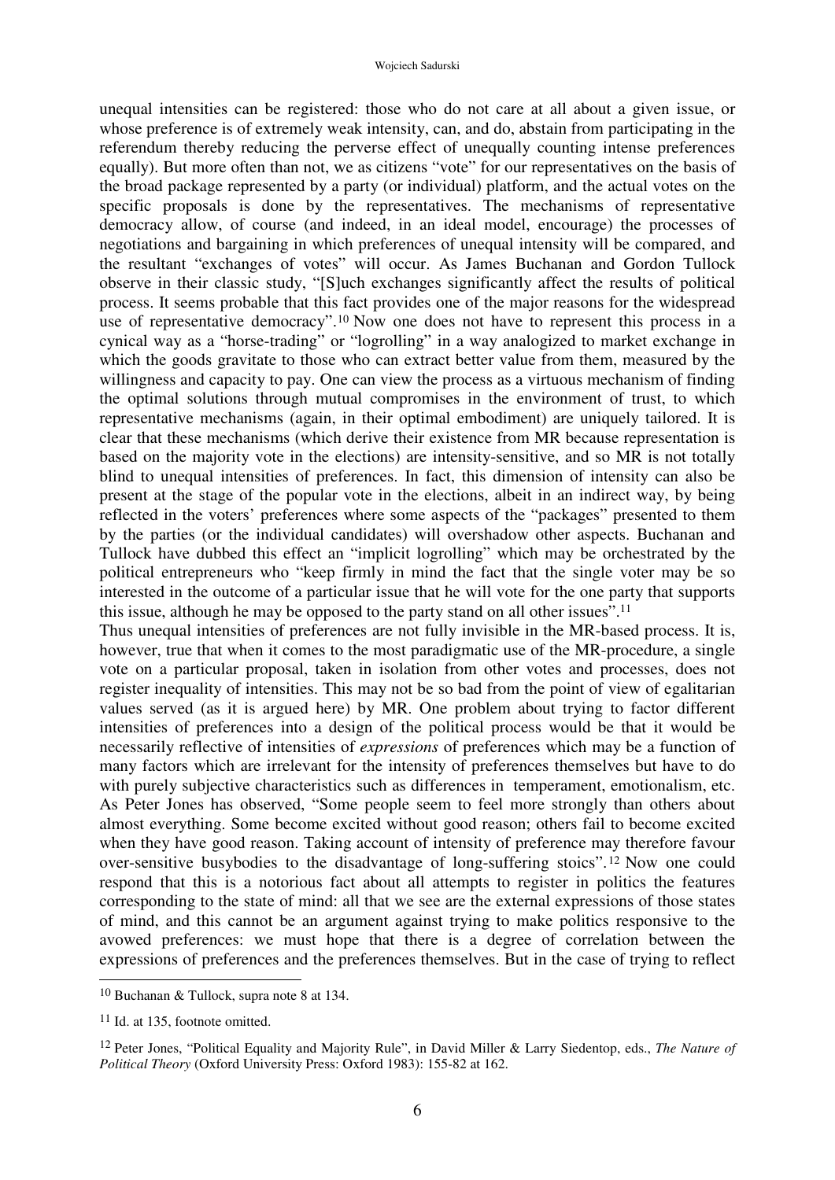unequal intensities can be registered: those who do not care at all about a given issue, or whose preference is of extremely weak intensity, can, and do, abstain from participating in the referendum thereby reducing the perverse effect of unequally counting intense preferences equally). But more often than not, we as citizens "vote" for our representatives on the basis of the broad package represented by a party (or individual) platform, and the actual votes on the specific proposals is done by the representatives. The mechanisms of representative democracy allow, of course (and indeed, in an ideal model, encourage) the processes of negotiations and bargaining in which preferences of unequal intensity will be compared, and the resultant "exchanges of votes" will occur. As James Buchanan and Gordon Tullock observe in their classic study, "[S]uch exchanges significantly affect the results of political process. It seems probable that this fact provides one of the major reasons for the widespread use of representative democracy".[10] Now one does not have to represent this process in a cynical way as a "horse-trading" or "logrolling" in a way analogized to market exchange in which the goods gravitate to those who can extract better value from them, measured by the willingness and capacity to pay. One can view the process as a virtuous mechanism of finding the optimal solutions through mutual compromises in the environment of trust, to which representative mechanisms (again, in their optimal embodiment) are uniquely tailored. It is clear that these mechanisms (which derive their existence from MR because representation is based on the majority vote in the elections) are intensity-sensitive, and so MR is not totally blind to unequal intensities of preferences. In fact, this dimension of intensity can also be present at the stage of the popular vote in the elections, albeit in an indirect way, by being reflected in the voters' preferences where some aspects of the "packages" presented to them by the parties (or the individual candidates) will overshadow other aspects. Buchanan and Tullock have dubbed this effect an "implicit logrolling" which may be orchestrated by the political entrepreneurs who "keep firmly in mind the fact that the single voter may be so interested in the outcome of a particular issue that he will vote for the one party that supports this issue, although he may be opposed to the party stand on all other issues".[11]

Thus unequal intensities of preferences are not fully invisible in the MR-based process. It is, however, true that when it comes to the most paradigmatic use of the MR-procedure, a single vote on a particular proposal, taken in isolation from other votes and processes, does not register inequality of intensities. This may not be so bad from the point of view of egalitarian values served (as it is argued here) by MR. One problem about trying to factor different intensities of preferences into a design of the political process would be that it would be necessarily reflective of intensities of *expressions* of preferences which may be a function of many factors which are irrelevant for the intensity of preferences themselves but have to do with purely subjective characteristics such as differences in temperament, emotionalism, etc. As Peter Jones has observed, "Some people seem to feel more strongly than others about almost everything. Some become excited without good reason; others fail to become excited when they have good reason. Taking account of intensity of preference may therefore favour over-sensitive busybodies to the disadvantage of long-suffering stoics".[12] Now one could respond that this is a notorious fact about all attempts to register in politics the features corresponding to the state of mind: all that we see are the external expressions of those states of mind, and this cannot be an argument against trying to make politics responsive to the avowed preferences: we must hope that there is a degree of correlation between the expressions of preferences and the preferences themselves. But in the case of trying to reflect

---

[10] Buchanan & Tullock, supra note 8 at 134.

[11] Id. at 135, footnote omitted.

[12] Peter Jones, "Political Equality and Majority Rule", in David Miller & Larry Siedentop, eds., *The Nature of Political Theory* (Oxford University Press: Oxford 1983): 155-82 at 162.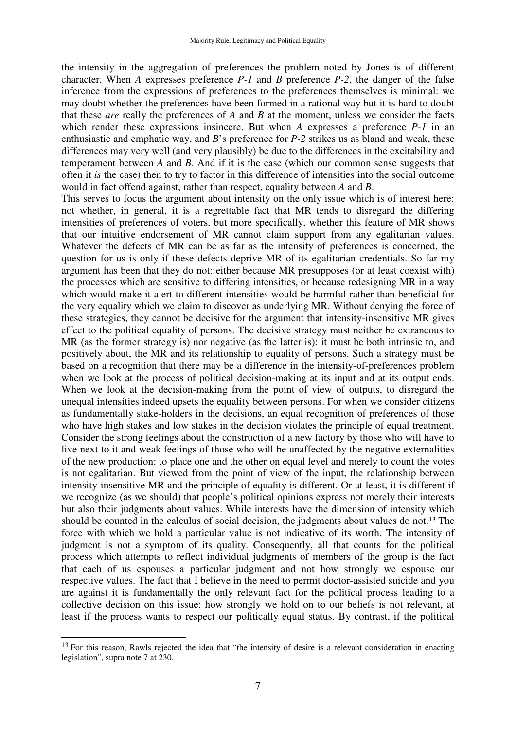the intensity in the aggregation of preferences the problem noted by Jones is of different character. When *A* expresses preference *P-1* and *B* preference *P-2*, the danger of the false inference from the expressions of preferences to the preferences themselves is minimal: we may doubt whether the preferences have been formed in a rational way but it is hard to doubt that these *are* really the preferences of *A* and *B* at the moment, unless we consider the facts which render these expressions insincere. But when *A* expresses a preference *P-1* in an enthusiastic and emphatic way, and *B*'s preference for *P-2* strikes us as bland and weak, these differences may very well (and very plausibly) be due to the differences in the excitability and temperament between *A* and *B*. And if it is the case (which our common sense suggests that often it *is* the case) then to try to factor in this difference of intensities into the social outcome would in fact offend against, rather than respect, equality between *A* and *B*.

This serves to focus the argument about intensity on the only issue which is of interest here: not whether, in general, it is a regrettable fact that MR tends to disregard the differing intensities of preferences of voters, but more specifically, whether this feature of MR shows that our intuitive endorsement of MR cannot claim support from any egalitarian values. Whatever the defects of MR can be as far as the intensity of preferences is concerned, the question for us is only if these defects deprive MR of its egalitarian credentials. So far my argument has been that they do not: either because MR presupposes (or at least coexist with) the processes which are sensitive to differing intensities, or because redesigning MR in a way which would make it alert to different intensities would be harmful rather than beneficial for the very equality which we claim to discover as underlying MR. Without denying the force of these strategies, they cannot be decisive for the argument that intensity-insensitive MR gives effect to the political equality of persons. The decisive strategy must neither be extraneous to MR (as the former strategy is) nor negative (as the latter is): it must be both intrinsic to, and positively about, the MR and its relationship to equality of persons. Such a strategy must be based on a recognition that there may be a difference in the intensity-of-preferences problem when we look at the process of political decision-making at its input and at its output ends. When we look at the decision-making from the point of view of outputs, to disregard the unequal intensities indeed upsets the equality between persons. For when we consider citizens as fundamentally stake-holders in the decisions, an equal recognition of preferences of those who have high stakes and low stakes in the decision violates the principle of equal treatment. Consider the strong feelings about the construction of a new factory by those who will have to live next to it and weak feelings of those who will be unaffected by the negative externalities of the new production: to place one and the other on equal level and merely to count the votes is not egalitarian. But viewed from the point of view of the input, the relationship between intensity-insensitive MR and the principle of equality is different. Or at least, it is different if we recognize (as we should) that people's political opinions express not merely their interests but also their judgments about values. While interests have the dimension of intensity which should be counted in the calculus of social decision, the judgments about values do not.[13] The force with which we hold a particular value is not indicative of its worth. The intensity of judgment is not a symptom of its quality. Consequently, all that counts for the political process which attempts to reflect individual judgments of members of the group is the fact that each of us espouses a particular judgment and not how strongly we espouse our respective values. The fact that I believe in the need to permit doctor-assisted suicide and you are against it is fundamentally the only relevant fact for the political process leading to a collective decision on this issue: how strongly we hold on to our beliefs is not relevant, at least if the process wants to respect our politically equal status. By contrast, if the political

[13] For this reason, Rawls rejected the idea that "the intensity of desire is a relevant consideration in enacting legislation", supra note 7 at 230.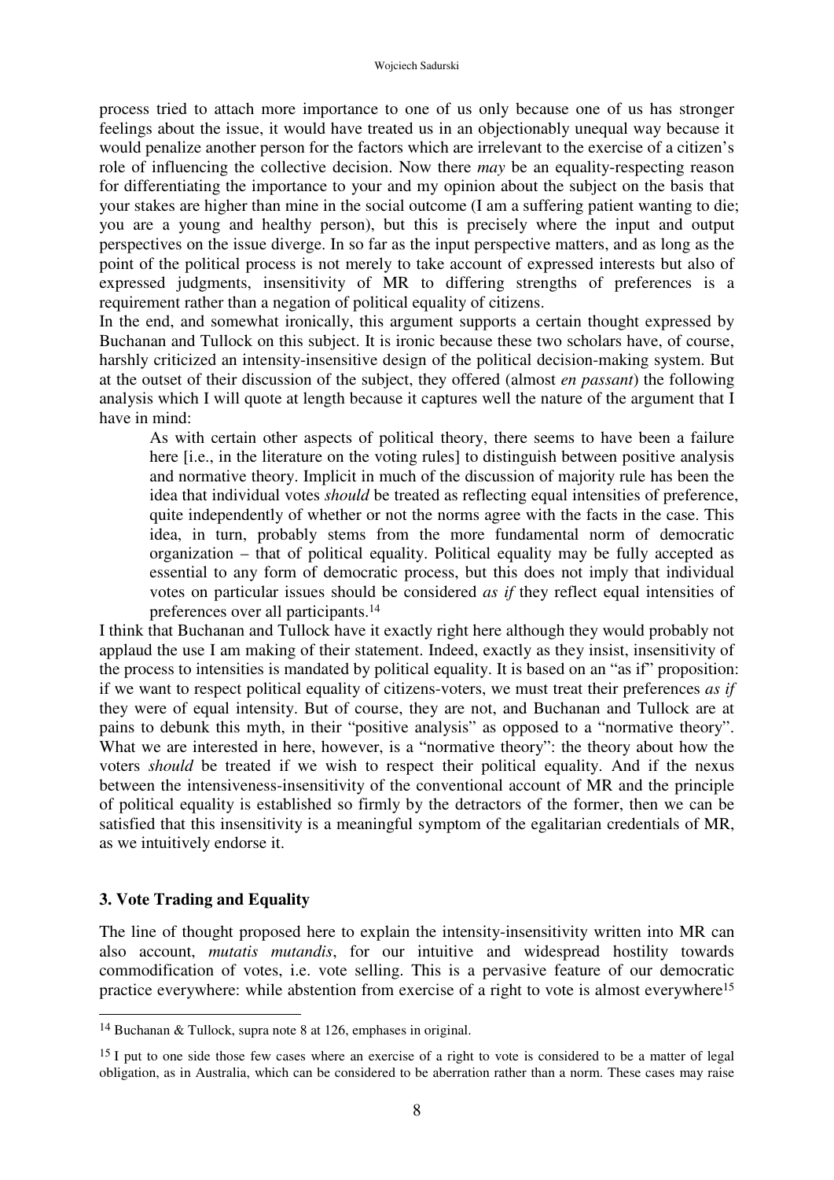process tried to attach more importance to one of us only because one of us has stronger feelings about the issue, it would have treated us in an objectionably unequal way because it would penalize another person for the factors which are irrelevant to the exercise of a citizen's role of influencing the collective decision. Now there *may* be an equality-respecting reason for differentiating the importance to your and my opinion about the subject on the basis that your stakes are higher than mine in the social outcome (I am a suffering patient wanting to die; you are a young and healthy person), but this is precisely where the input and output perspectives on the issue diverge. In so far as the input perspective matters, and as long as the point of the political process is not merely to take account of expressed interests but also of expressed judgments, insensitivity of MR to differing strengths of preferences is a requirement rather than a negation of political equality of citizens.

In the end, and somewhat ironically, this argument supports a certain thought expressed by Buchanan and Tullock on this subject. It is ironic because these two scholars have, of course, harshly criticized an intensity-insensitive design of the political decision-making system. But at the outset of their discussion of the subject, they offered (almost *en passant*) the following analysis which I will quote at length because it captures well the nature of the argument that I have in mind:

> As with certain other aspects of political theory, there seems to have been a failure here [i.e., in the literature on the voting rules] to distinguish between positive analysis and normative theory. Implicit in much of the discussion of majority rule has been the idea that individual votes *should* be treated as reflecting equal intensities of preference, quite independently of whether or not the norms agree with the facts in the case. This idea, in turn, probably stems from the more fundamental norm of democratic organization – that of political equality. Political equality may be fully accepted as essential to any form of democratic process, but this does not imply that individual votes on particular issues should be considered *as if* they reflect equal intensities of preferences over all participants.[14]

I think that Buchanan and Tullock have it exactly right here although they would probably not applaud the use I am making of their statement. Indeed, exactly as they insist, insensitivity of the process to intensities is mandated by political equality. It is based on an "as if" proposition: if we want to respect political equality of citizens-voters, we must treat their preferences *as if* they were of equal intensity. But of course, they are not, and Buchanan and Tullock are at pains to debunk this myth, in their "positive analysis" as opposed to a "normative theory". What we are interested in here, however, is a "normative theory": the theory about how the voters *should* be treated if we wish to respect their political equality. And if the nexus between the intensiveness-insensitivity of the conventional account of MR and the principle of political equality is established so firmly by the detractors of the former, then we can be satisfied that this insensitivity is a meaningful symptom of the egalitarian credentials of MR, as we intuitively endorse it.

### 3. Vote Trading and Equality

The line of thought proposed here to explain the intensity-insensitivity written into MR can also account, *mutatis mutandis*, for our intuitive and widespread hostility towards commodification of votes, i.e. vote selling. This is a pervasive feature of our democratic practice everywhere: while abstention from exercise of a right to vote is almost everywhere[15]

[14] Buchanan & Tullock, supra note 8 at 126, emphases in original.

[15] I put to one side those few cases where an exercise of a right to vote is considered to be a matter of legal obligation, as in Australia, which can be considered to be aberration rather than a norm. These cases may raise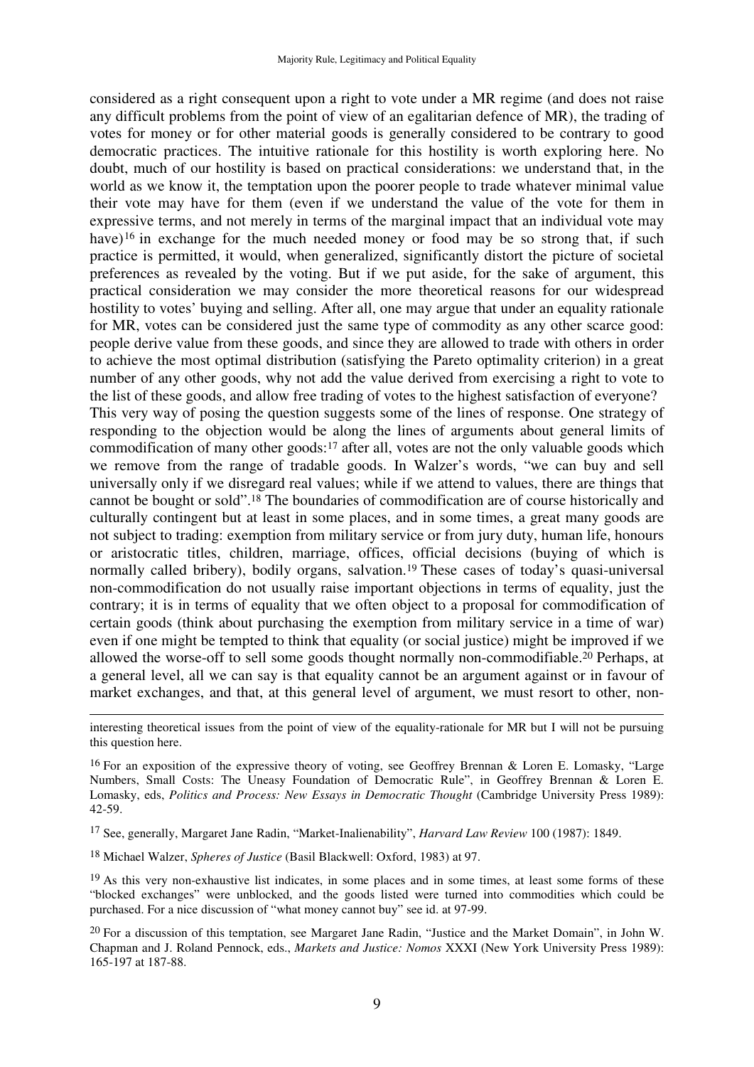considered as a right consequent upon a right to vote under a MR regime (and does not raise any difficult problems from the point of view of an egalitarian defence of MR), the trading of votes for money or for other material goods is generally considered to be contrary to good democratic practices. The intuitive rationale for this hostility is worth exploring here. No doubt, much of our hostility is based on practical considerations: we understand that, in the world as we know it, the temptation upon the poorer people to trade whatever minimal value their vote may have for them (even if we understand the value of the vote for them in expressive terms, and not merely in terms of the marginal impact that an individual vote may have)[16] in exchange for the much needed money or food may be so strong that, if such practice is permitted, it would, when generalized, significantly distort the picture of societal preferences as revealed by the voting. But if we put aside, for the sake of argument, this practical consideration we may consider the more theoretical reasons for our widespread hostility to votes' buying and selling. After all, one may argue that under an equality rationale for MR, votes can be considered just the same type of commodity as any other scarce good: people derive value from these goods, and since they are allowed to trade with others in order to achieve the most optimal distribution (satisfying the Pareto optimality criterion) in a great number of any other goods, why not add the value derived from exercising a right to vote to the list of these goods, and allow free trading of votes to the highest satisfaction of everyone?

This very way of posing the question suggests some of the lines of response. One strategy of responding to the objection would be along the lines of arguments about general limits of commodification of many other goods:[17] after all, votes are not the only valuable goods which we remove from the range of tradable goods. In Walzer's words, "we can buy and sell universally only if we disregard real values; while if we attend to values, there are things that cannot be bought or sold".[18] The boundaries of commodification are of course historically and culturally contingent but at least in some places, and in some times, a great many goods are not subject to trading: exemption from military service or from jury duty, human life, honours or aristocratic titles, children, marriage, offices, official decisions (buying of which is normally called bribery), bodily organs, salvation.[19] These cases of today's quasi-universal non-commodification do not usually raise important objections in terms of equality, just the contrary; it is in terms of equality that we often object to a proposal for commodification of certain goods (think about purchasing the exemption from military service in a time of war) even if one might be tempted to think that equality (or social justice) might be improved if we allowed the worse-off to sell some goods thought normally non-commodifiable.[20] Perhaps, at a general level, all we can say is that equality cannot be an argument against or in favour of market exchanges, and that, at this general level of argument, we must resort to other, non-

---

interesting theoretical issues from the point of view of the equality-rationale for MR but I will not be pursuing this question here.

[16] For an exposition of the expressive theory of voting, see Geoffrey Brennan & Loren E. Lomasky, "Large Numbers, Small Costs: The Uneasy Foundation of Democratic Rule", in Geoffrey Brennan & Loren E. Lomasky, eds, *Politics and Process: New Essays in Democratic Thought* (Cambridge University Press 1989): 42-59.

[17] See, generally, Margaret Jane Radin, "Market-Inalienability", *Harvard Law Review* 100 (1987): 1849.

[18] Michael Walzer, *Spheres of Justice* (Basil Blackwell: Oxford, 1983) at 97.

[19] As this very non-exhaustive list indicates, in some places and in some times, at least some forms of these "blocked exchanges" were unblocked, and the goods listed were turned into commodities which could be purchased. For a nice discussion of "what money cannot buy" see id. at 97-99.

[20] For a discussion of this temptation, see Margaret Jane Radin, "Justice and the Market Domain", in John W. Chapman and J. Roland Pennock, eds., *Markets and Justice: Nomos* XXXI (New York University Press 1989): 165-197 at 187-88.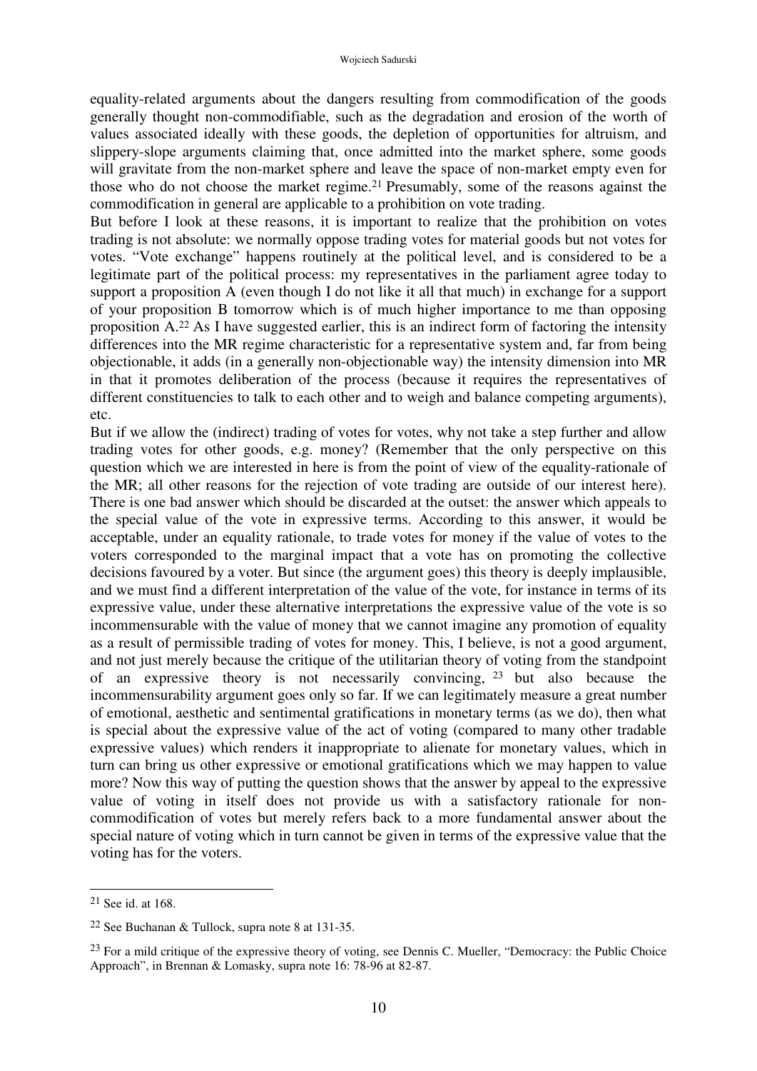equality-related arguments about the dangers resulting from commodification of the goods generally thought non-commodifiable, such as the degradation and erosion of the worth of values associated ideally with these goods, the depletion of opportunities for altruism, and slippery-slope arguments claiming that, once admitted into the market sphere, some goods will gravitate from the non-market sphere and leave the space of non-market empty even for those who do not choose the market regime.[21] Presumably, some of the reasons against the commodification in general are applicable to a prohibition on vote trading.

But before I look at these reasons, it is important to realize that the prohibition on votes trading is not absolute: we normally oppose trading votes for material goods but not votes for votes. "Vote exchange" happens routinely at the political level, and is considered to be a legitimate part of the political process: my representatives in the parliament agree today to support a proposition A (even though I do not like it all that much) in exchange for a support of your proposition B tomorrow which is of much higher importance to me than opposing proposition A.[22] As I have suggested earlier, this is an indirect form of factoring the intensity differences into the MR regime characteristic for a representative system and, far from being objectionable, it adds (in a generally non-objectionable way) the intensity dimension into MR in that it promotes deliberation of the process (because it requires the representatives of different constituencies to talk to each other and to weigh and balance competing arguments), etc.

But if we allow the (indirect) trading of votes for votes, why not take a step further and allow trading votes for other goods, e.g. money? (Remember that the only perspective on this question which we are interested in here is from the point of view of the equality-rationale of the MR; all other reasons for the rejection of vote trading are outside of our interest here). There is one bad answer which should be discarded at the outset: the answer which appeals to the special value of the vote in expressive terms. According to this answer, it would be acceptable, under an equality rationale, to trade votes for money if the value of votes to the voters corresponded to the marginal impact that a vote has on promoting the collective decisions favoured by a voter. But since (the argument goes) this theory is deeply implausible, and we must find a different interpretation of the value of the vote, for instance in terms of its expressive value, under these alternative interpretations the expressive value of the vote is so incommensurable with the value of money that we cannot imagine any promotion of equality as a result of permissible trading of votes for money. This, I believe, is not a good argument, and not just merely because the critique of the utilitarian theory of voting from the standpoint of an expressive theory is not necessarily convincing, [23] but also because the incommensurability argument goes only so far. If we can legitimately measure a great number of emotional, aesthetic and sentimental gratifications in monetary terms (as we do), then what is special about the expressive value of the act of voting (compared to many other tradable expressive values) which renders it inappropriate to alienate for monetary values, which in turn can bring us other expressive or emotional gratifications which we may happen to value more? Now this way of putting the question shows that the answer by appeal to the expressive value of voting in itself does not provide us with a satisfactory rationale for non-commodification of votes but merely refers back to a more fundamental answer about the special nature of voting which in turn cannot be given in terms of the expressive value that the voting has for the voters.

---

[21] See id. at 168.

[22] See Buchanan & Tullock, supra note 8 at 131-35.

[23] For a mild critique of the expressive theory of voting, see Dennis C. Mueller, "Democracy: the Public Choice Approach", in Brennan & Lomasky, supra note 16: 78-96 at 82-87.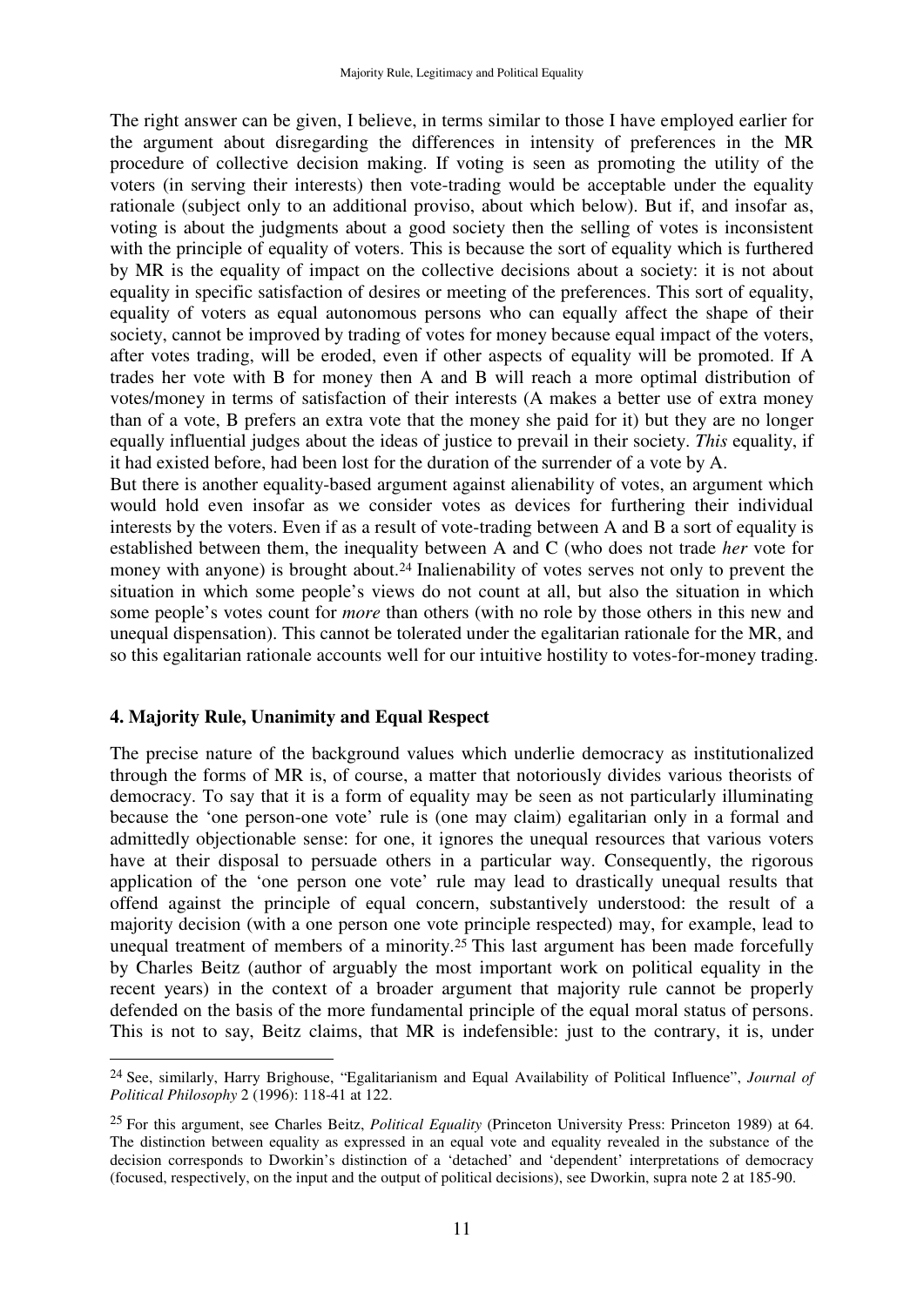The right answer can be given, I believe, in terms similar to those I have employed earlier for the argument about disregarding the differences in intensity of preferences in the MR procedure of collective decision making. If voting is seen as promoting the utility of the voters (in serving their interests) then vote-trading would be acceptable under the equality rationale (subject only to an additional proviso, about which below). But if, and insofar as, voting is about the judgments about a good society then the selling of votes is inconsistent with the principle of equality of voters. This is because the sort of equality which is furthered by MR is the equality of impact on the collective decisions about a society: it is not about equality in specific satisfaction of desires or meeting of the preferences. This sort of equality, equality of voters as equal autonomous persons who can equally affect the shape of their society, cannot be improved by trading of votes for money because equal impact of the voters, after votes trading, will be eroded, even if other aspects of equality will be promoted. If A trades her vote with B for money then A and B will reach a more optimal distribution of votes/money in terms of satisfaction of their interests (A makes a better use of extra money than of a vote, B prefers an extra vote that the money she paid for it) but they are no longer equally influential judges about the ideas of justice to prevail in their society. *This* equality, if it had existed before, had been lost for the duration of the surrender of a vote by A.

But there is another equality-based argument against alienability of votes, an argument which would hold even insofar as we consider votes as devices for furthering their individual interests by the voters. Even if as a result of vote-trading between A and B a sort of equality is established between them, the inequality between A and C (who does not trade *her* vote for money with anyone) is brought about.[24] Inalienability of votes serves not only to prevent the situation in which some people's views do not count at all, but also the situation in which some people's votes count for *more* than others (with no role by those others in this new and unequal dispensation). This cannot be tolerated under the egalitarian rationale for the MR, and so this egalitarian rationale accounts well for our intuitive hostility to votes-for-money trading.

## 4. Majority Rule, Unanimity and Equal Respect

The precise nature of the background values which underlie democracy as institutionalized through the forms of MR is, of course, a matter that notoriously divides various theorists of democracy. To say that it is a form of equality may be seen as not particularly illuminating because the 'one person-one vote' rule is (one may claim) egalitarian only in a formal and admittedly objectionable sense: for one, it ignores the unequal resources that various voters have at their disposal to persuade others in a particular way. Consequently, the rigorous application of the 'one person one vote' rule may lead to drastically unequal results that offend against the principle of equal concern, substantively understood: the result of a majority decision (with a one person one vote principle respected) may, for example, lead to unequal treatment of members of a minority.[25] This last argument has been made forcefully by Charles Beitz (author of arguably the most important work on political equality in the recent years) in the context of a broader argument that majority rule cannot be properly defended on the basis of the more fundamental principle of the equal moral status of persons. This is not to say, Beitz claims, that MR is indefensible: just to the contrary, it is, under

[24] See, similarly, Harry Brighouse, "Egalitarianism and Equal Availability of Political Influence", *Journal of Political Philosophy* 2 (1996): 118-41 at 122.

[25] For this argument, see Charles Beitz, *Political Equality* (Princeton University Press: Princeton 1989) at 64. The distinction between equality as expressed in an equal vote and equality revealed in the substance of the decision corresponds to Dworkin's distinction of a 'detached' and 'dependent' interpretations of democracy (focused, respectively, on the input and the output of political decisions), see Dworkin, supra note 2 at 185-90.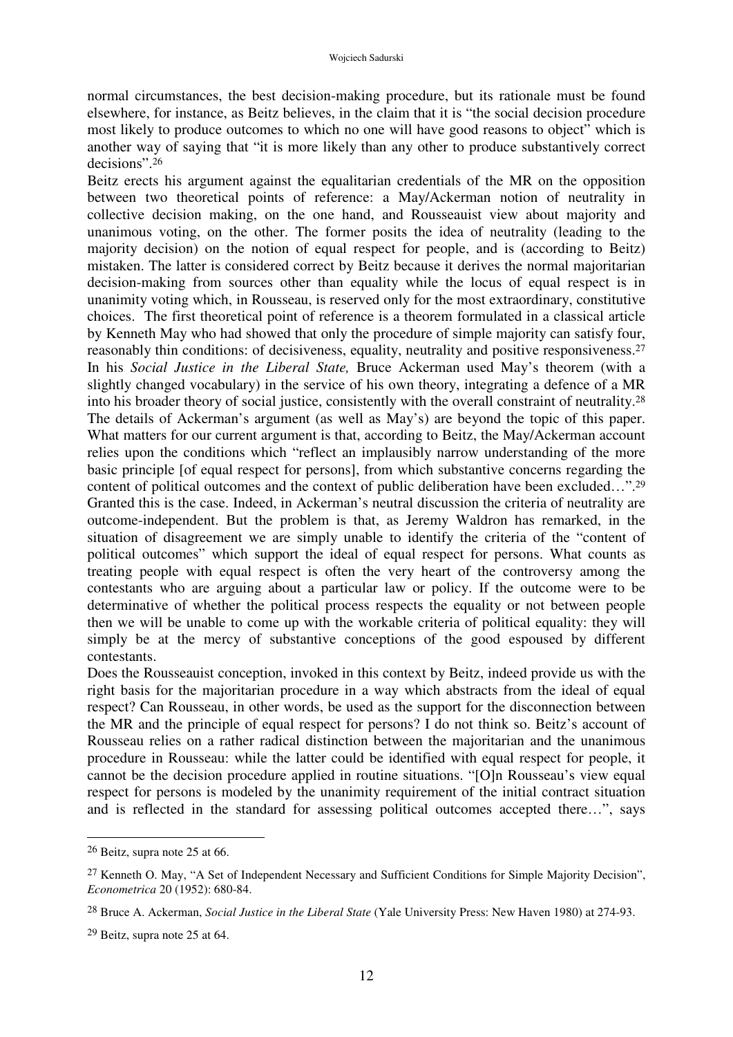normal circumstances, the best decision-making procedure, but its rationale must be found elsewhere, for instance, as Beitz believes, in the claim that it is "the social decision procedure most likely to produce outcomes to which no one will have good reasons to object" which is another way of saying that "it is more likely than any other to produce substantively correct decisions".[26]

Beitz erects his argument against the equalitarian credentials of the MR on the opposition between two theoretical points of reference: a May/Ackerman notion of neutrality in collective decision making, on the one hand, and Rousseauist view about majority and unanimous voting, on the other. The former posits the idea of neutrality (leading to the majority decision) on the notion of equal respect for people, and is (according to Beitz) mistaken. The latter is considered correct by Beitz because it derives the normal majoritarian decision-making from sources other than equality while the locus of equal respect is in unanimity voting which, in Rousseau, is reserved only for the most extraordinary, constitutive choices. The first theoretical point of reference is a theorem formulated in a classical article by Kenneth May who had showed that only the procedure of simple majority can satisfy four, reasonably thin conditions: of decisiveness, equality, neutrality and positive responsiveness.[27] In his *Social Justice in the Liberal State,* Bruce Ackerman used May's theorem (with a slightly changed vocabulary) in the service of his own theory, integrating a defence of a MR into his broader theory of social justice, consistently with the overall constraint of neutrality.[28] The details of Ackerman's argument (as well as May's) are beyond the topic of this paper. What matters for our current argument is that, according to Beitz, the May/Ackerman account relies upon the conditions which "reflect an implausibly narrow understanding of the more basic principle [of equal respect for persons], from which substantive concerns regarding the content of political outcomes and the context of public deliberation have been excluded…".[29] Granted this is the case. Indeed, in Ackerman's neutral discussion the criteria of neutrality are outcome-independent. But the problem is that, as Jeremy Waldron has remarked, in the situation of disagreement we are simply unable to identify the criteria of the "content of political outcomes" which support the ideal of equal respect for persons. What counts as treating people with equal respect is often the very heart of the controversy among the contestants who are arguing about a particular law or policy. If the outcome were to be determinative of whether the political process respects the equality or not between people then we will be unable to come up with the workable criteria of political equality: they will simply be at the mercy of substantive conceptions of the good espoused by different contestants.

Does the Rousseauist conception, invoked in this context by Beitz, indeed provide us with the right basis for the majoritarian procedure in a way which abstracts from the ideal of equal respect? Can Rousseau, in other words, be used as the support for the disconnection between the MR and the principle of equal respect for persons? I do not think so. Beitz's account of Rousseau relies on a rather radical distinction between the majoritarian and the unanimous procedure in Rousseau: while the latter could be identified with equal respect for people, it cannot be the decision procedure applied in routine situations. "[O]n Rousseau's view equal respect for persons is modeled by the unanimity requirement of the initial contract situation and is reflected in the standard for assessing political outcomes accepted there…", says

---

[26] Beitz, supra note 25 at 66.

[27] Kenneth O. May, "A Set of Independent Necessary and Sufficient Conditions for Simple Majority Decision", *Econometrica* 20 (1952): 680-84.

[28] Bruce A. Ackerman, *Social Justice in the Liberal State* (Yale University Press: New Haven 1980) at 274-93.

[29] Beitz, supra note 25 at 64.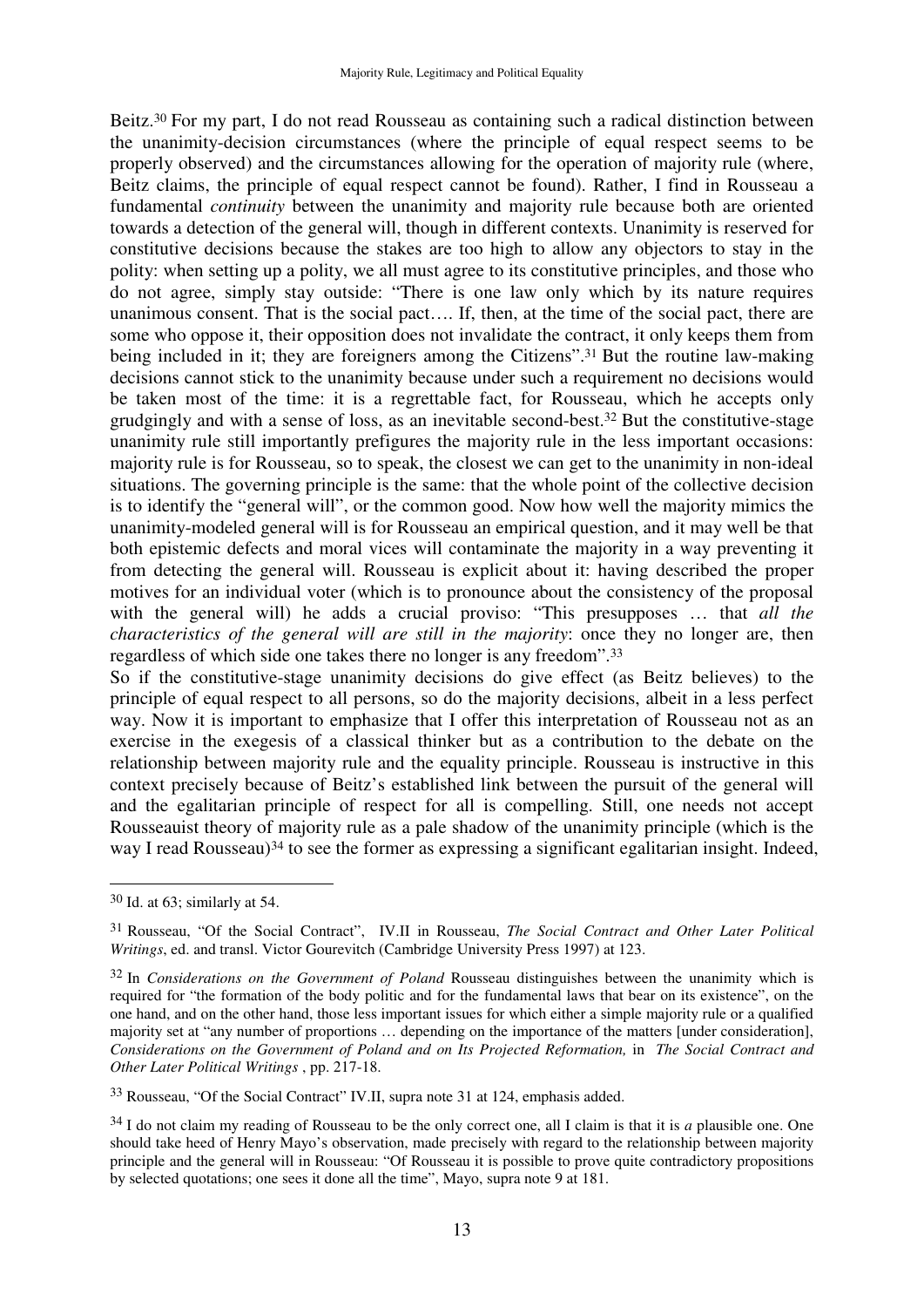Beitz.[30] For my part, I do not read Rousseau as containing such a radical distinction between the unanimity-decision circumstances (where the principle of equal respect seems to be properly observed) and the circumstances allowing for the operation of majority rule (where, Beitz claims, the principle of equal respect cannot be found). Rather, I find in Rousseau a fundamental *continuity* between the unanimity and majority rule because both are oriented towards a detection of the general will, though in different contexts. Unanimity is reserved for constitutive decisions because the stakes are too high to allow any objectors to stay in the polity: when setting up a polity, we all must agree to its constitutive principles, and those who do not agree, simply stay outside: "There is one law only which by its nature requires unanimous consent. That is the social pact…. If, then, at the time of the social pact, there are some who oppose it, their opposition does not invalidate the contract, it only keeps them from being included in it; they are foreigners among the Citizens".[31] But the routine law-making decisions cannot stick to the unanimity because under such a requirement no decisions would be taken most of the time: it is a regrettable fact, for Rousseau, which he accepts only grudgingly and with a sense of loss, as an inevitable second-best.[32] But the constitutive-stage unanimity rule still importantly prefigures the majority rule in the less important occasions: majority rule is for Rousseau, so to speak, the closest we can get to the unanimity in non-ideal situations. The governing principle is the same: that the whole point of the collective decision is to identify the "general will", or the common good. Now how well the majority mimics the unanimity-modeled general will is for Rousseau an empirical question, and it may well be that both epistemic defects and moral vices will contaminate the majority in a way preventing it from detecting the general will. Rousseau is explicit about it: having described the proper motives for an individual voter (which is to pronounce about the consistency of the proposal with the general will) he adds a crucial proviso: "This presupposes … that *all the characteristics of the general will are still in the majority*: once they no longer are, then regardless of which side one takes there no longer is any freedom".[33]

So if the constitutive-stage unanimity decisions do give effect (as Beitz believes) to the principle of equal respect to all persons, so do the majority decisions, albeit in a less perfect way. Now it is important to emphasize that I offer this interpretation of Rousseau not as an exercise in the exegesis of a classical thinker but as a contribution to the debate on the relationship between majority rule and the equality principle. Rousseau is instructive in this context precisely because of Beitz's established link between the pursuit of the general will and the egalitarian principle of respect for all is compelling. Still, one needs not accept Rousseauist theory of majority rule as a pale shadow of the unanimity principle (which is the way I read Rousseau)[34] to see the former as expressing a significant egalitarian insight. Indeed,

---

[30] Id. at 63; similarly at 54.

[31] Rousseau, "Of the Social Contract", IV.II in Rousseau, *The Social Contract and Other Later Political Writings*, ed. and transl. Victor Gourevitch (Cambridge University Press 1997) at 123.

[32] In *Considerations on the Government of Poland* Rousseau distinguishes between the unanimity which is required for "the formation of the body politic and for the fundamental laws that bear on its existence", on the one hand, and on the other hand, those less important issues for which either a simple majority rule or a qualified majority set at "any number of proportions … depending on the importance of the matters [under consideration], *Considerations on the Government of Poland and on Its Projected Reformation,* in *The Social Contract and Other Later Political Writings* , pp. 217-18.

[33] Rousseau, "Of the Social Contract" IV.II, supra note 31 at 124, emphasis added.

[34] I do not claim my reading of Rousseau to be the only correct one, all I claim is that it is *a* plausible one. One should take heed of Henry Mayo's observation, made precisely with regard to the relationship between majority principle and the general will in Rousseau: "Of Rousseau it is possible to prove quite contradictory propositions by selected quotations; one sees it done all the time", Mayo, supra note 9 at 181.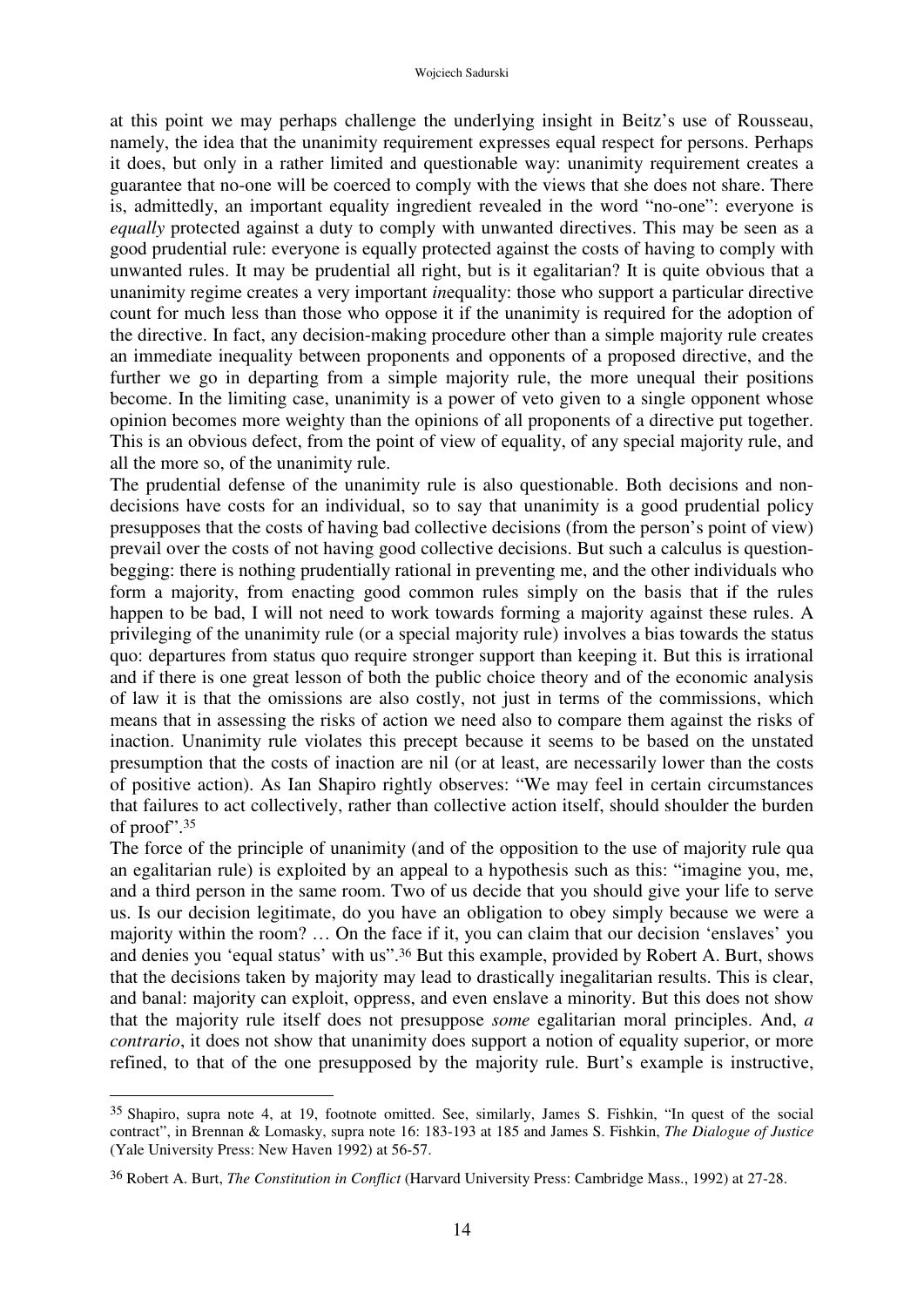at this point we may perhaps challenge the underlying insight in Beitz's use of Rousseau, namely, the idea that the unanimity requirement expresses equal respect for persons. Perhaps it does, but only in a rather limited and questionable way: unanimity requirement creates a guarantee that no-one will be coerced to comply with the views that she does not share. There is, admittedly, an important equality ingredient revealed in the word "no-one": everyone is *equally* protected against a duty to comply with unwanted directives. This may be seen as a good prudential rule: everyone is equally protected against the costs of having to comply with unwanted rules. It may be prudential all right, but is it egalitarian? It is quite obvious that a unanimity regime creates a very important *in*equality: those who support a particular directive count for much less than those who oppose it if the unanimity is required for the adoption of the directive. In fact, any decision-making procedure other than a simple majority rule creates an immediate inequality between proponents and opponents of a proposed directive, and the further we go in departing from a simple majority rule, the more unequal their positions become. In the limiting case, unanimity is a power of veto given to a single opponent whose opinion becomes more weighty than the opinions of all proponents of a directive put together. This is an obvious defect, from the point of view of equality, of any special majority rule, and all the more so, of the unanimity rule.

The prudential defense of the unanimity rule is also questionable. Both decisions and non-decisions have costs for an individual, so to say that unanimity is a good prudential policy presupposes that the costs of having bad collective decisions (from the person's point of view) prevail over the costs of not having good collective decisions. But such a calculus is question-begging: there is nothing prudentially rational in preventing me, and the other individuals who form a majority, from enacting good common rules simply on the basis that if the rules happen to be bad, I will not need to work towards forming a majority against these rules. A privileging of the unanimity rule (or a special majority rule) involves a bias towards the status quo: departures from status quo require stronger support than keeping it. But this is irrational and if there is one great lesson of both the public choice theory and of the economic analysis of law it is that the omissions are also costly, not just in terms of the commissions, which means that in assessing the risks of action we need also to compare them against the risks of inaction. Unanimity rule violates this precept because it seems to be based on the unstated presumption that the costs of inaction are nil (or at least, are necessarily lower than the costs of positive action). As Ian Shapiro rightly observes: "We may feel in certain circumstances that failures to act collectively, rather than collective action itself, should shoulder the burden of proof".[35]

The force of the principle of unanimity (and of the opposition to the use of majority rule qua an egalitarian rule) is exploited by an appeal to a hypothesis such as this: "imagine you, me, and a third person in the same room. Two of us decide that you should give your life to serve us. Is our decision legitimate, do you have an obligation to obey simply because we were a majority within the room? … On the face if it, you can claim that our decision 'enslaves' you and denies you 'equal status' with us".[36] But this example, provided by Robert A. Burt, shows that the decisions taken by majority may lead to drastically inegalitarian results. This is clear, and banal: majority can exploit, oppress, and even enslave a minority. But this does not show that the majority rule itself does not presuppose *some* egalitarian moral principles. And, *a contrario*, it does not show that unanimity does support a notion of equality superior, or more refined, to that of the one presupposed by the majority rule. Burt's example is instructive,

---

[35] Shapiro, supra note 4, at 19, footnote omitted. See, similarly, James S. Fishkin, "In quest of the social contract", in Brennan & Lomasky, supra note 16: 183-193 at 185 and James S. Fishkin, *The Dialogue of Justice* (Yale University Press: New Haven 1992) at 56-57.

[36] Robert A. Burt, *The Constitution in Conflict* (Harvard University Press: Cambridge Mass., 1992) at 27-28.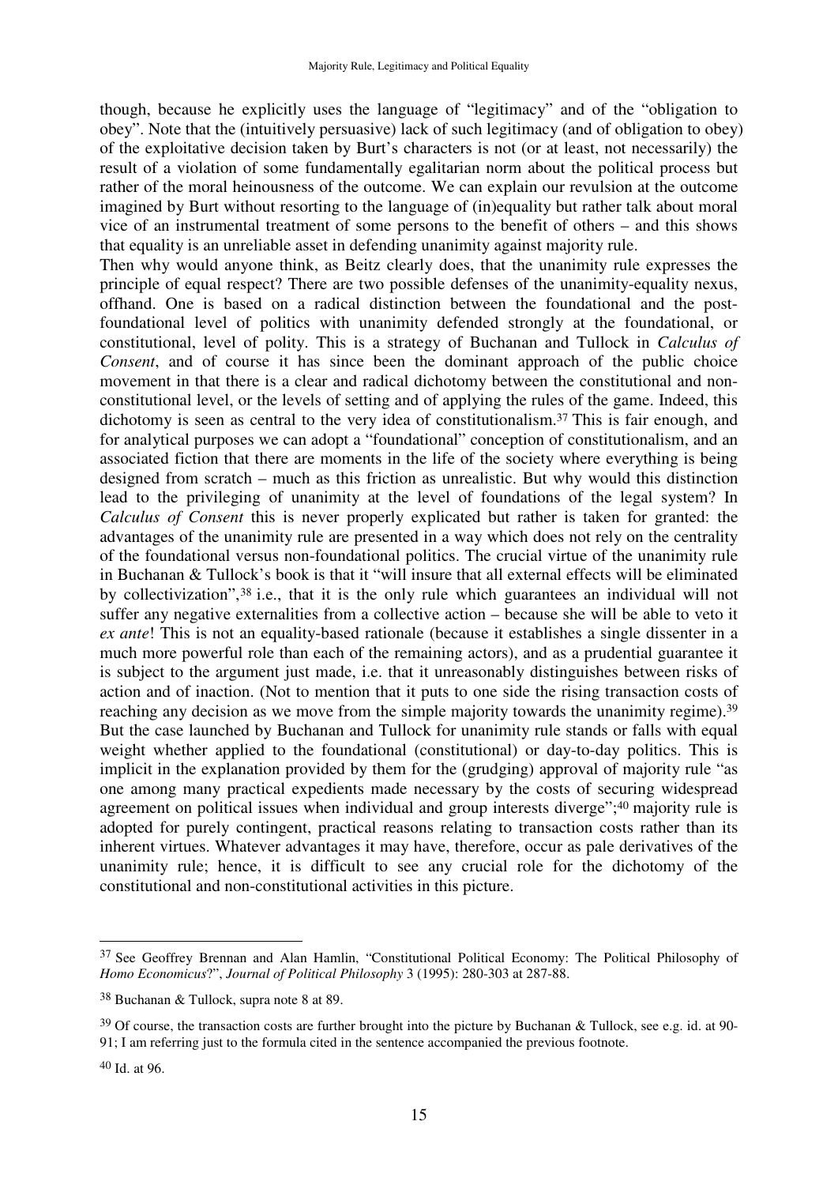though, because he explicitly uses the language of "legitimacy" and of the "obligation to obey". Note that the (intuitively persuasive) lack of such legitimacy (and of obligation to obey) of the exploitative decision taken by Burt's characters is not (or at least, not necessarily) the result of a violation of some fundamentally egalitarian norm about the political process but rather of the moral heinousness of the outcome. We can explain our revulsion at the outcome imagined by Burt without resorting to the language of (in)equality but rather talk about moral vice of an instrumental treatment of some persons to the benefit of others – and this shows that equality is an unreliable asset in defending unanimity against majority rule.

Then why would anyone think, as Beitz clearly does, that the unanimity rule expresses the principle of equal respect? There are two possible defenses of the unanimity-equality nexus, offhand. One is based on a radical distinction between the foundational and the post-foundational level of politics with unanimity defended strongly at the foundational, or constitutional, level of polity. This is a strategy of Buchanan and Tullock in *Calculus of Consent*, and of course it has since been the dominant approach of the public choice movement in that there is a clear and radical dichotomy between the constitutional and non-constitutional level, or the levels of setting and of applying the rules of the game. Indeed, this dichotomy is seen as central to the very idea of constitutionalism.[37] This is fair enough, and for analytical purposes we can adopt a "foundational" conception of constitutionalism, and an associated fiction that there are moments in the life of the society where everything is being designed from scratch – much as this friction as unrealistic. But why would this distinction lead to the privileging of unanimity at the level of foundations of the legal system? In *Calculus of Consent* this is never properly explicated but rather is taken for granted: the advantages of the unanimity rule are presented in a way which does not rely on the centrality of the foundational versus non-foundational politics. The crucial virtue of the unanimity rule in Buchanan & Tullock's book is that it "will insure that all external effects will be eliminated by collectivization",[38] i.e., that it is the only rule which guarantees an individual will not suffer any negative externalities from a collective action – because she will be able to veto it *ex ante*! This is not an equality-based rationale (because it establishes a single dissenter in a much more powerful role than each of the remaining actors), and as a prudential guarantee it is subject to the argument just made, i.e. that it unreasonably distinguishes between risks of action and of inaction. (Not to mention that it puts to one side the rising transaction costs of reaching any decision as we move from the simple majority towards the unanimity regime).[39] But the case launched by Buchanan and Tullock for unanimity rule stands or falls with equal weight whether applied to the foundational (constitutional) or day-to-day politics. This is implicit in the explanation provided by them for the (grudging) approval of majority rule "as one among many practical expedients made necessary by the costs of securing widespread agreement on political issues when individual and group interests diverge";[40] majority rule is adopted for purely contingent, practical reasons relating to transaction costs rather than its inherent virtues. Whatever advantages it may have, therefore, occur as pale derivatives of the unanimity rule; hence, it is difficult to see any crucial role for the dichotomy of the constitutional and non-constitutional activities in this picture.

---

[37] See Geoffrey Brennan and Alan Hamlin, "Constitutional Political Economy: The Political Philosophy of *Homo Economicus*?", *Journal of Political Philosophy* 3 (1995): 280-303 at 287-88.

[38] Buchanan & Tullock, supra note 8 at 89.

[39] Of course, the transaction costs are further brought into the picture by Buchanan & Tullock, see e.g. id. at 90-91; I am referring just to the formula cited in the sentence accompanied the previous footnote.

[40] Id. at 96.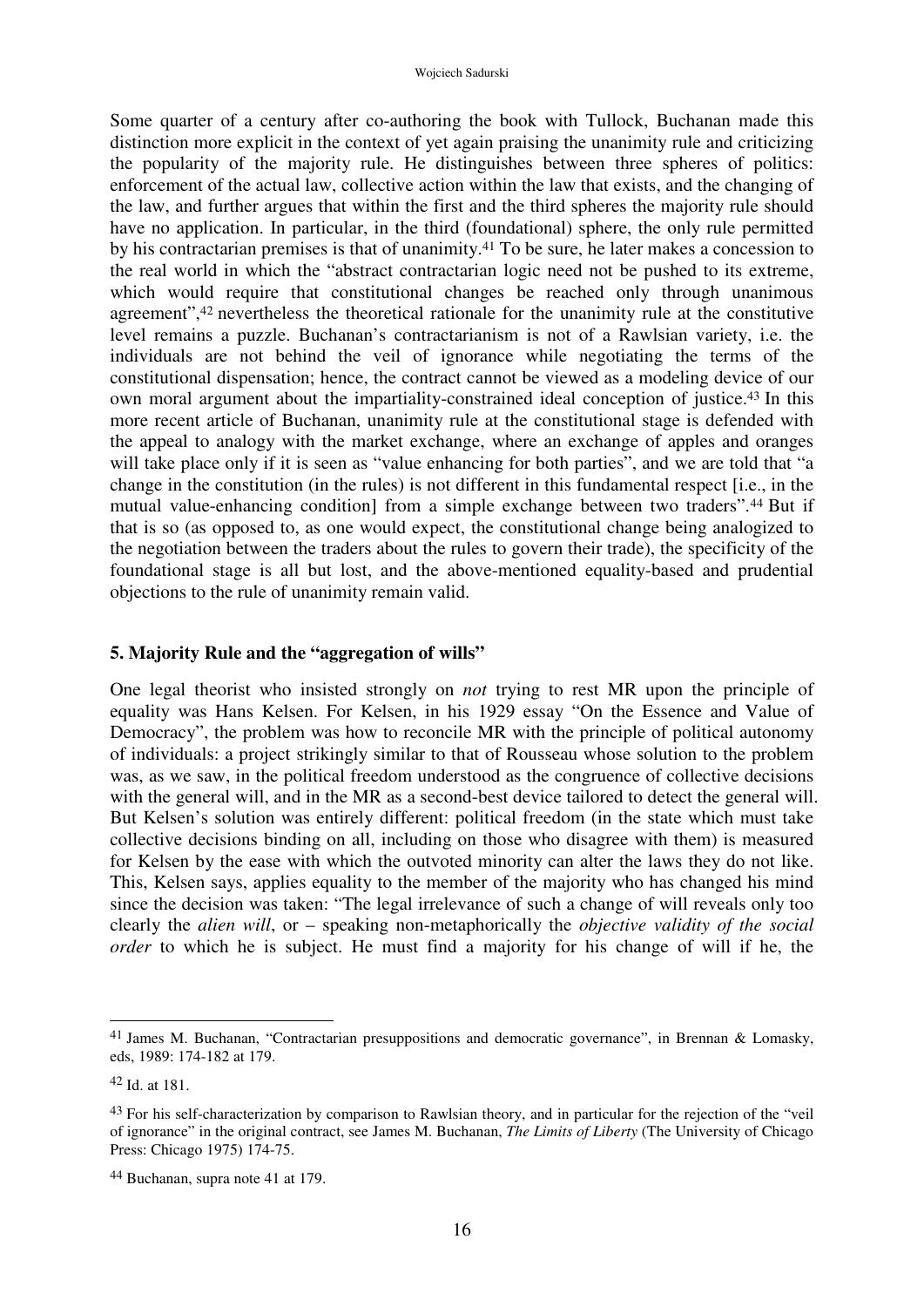Some quarter of a century after co-authoring the book with Tullock, Buchanan made this distinction more explicit in the context of yet again praising the unanimity rule and criticizing the popularity of the majority rule. He distinguishes between three spheres of politics: enforcement of the actual law, collective action within the law that exists, and the changing of the law, and further argues that within the first and the third spheres the majority rule should have no application. In particular, in the third (foundational) sphere, the only rule permitted by his contractarian premises is that of unanimity.[41] To be sure, he later makes a concession to the real world in which the "abstract contractarian logic need not be pushed to its extreme, which would require that constitutional changes be reached only through unanimous agreement",[42] nevertheless the theoretical rationale for the unanimity rule at the constitutive level remains a puzzle. Buchanan's contractarianism is not of a Rawlsian variety, i.e. the individuals are not behind the veil of ignorance while negotiating the terms of the constitutional dispensation; hence, the contract cannot be viewed as a modeling device of our own moral argument about the impartiality-constrained ideal conception of justice.[43] In this more recent article of Buchanan, unanimity rule at the constitutional stage is defended with the appeal to analogy with the market exchange, where an exchange of apples and oranges will take place only if it is seen as "value enhancing for both parties", and we are told that "a change in the constitution (in the rules) is not different in this fundamental respect [i.e., in the mutual value-enhancing condition] from a simple exchange between two traders".[44] But if that is so (as opposed to, as one would expect, the constitutional change being analogized to the negotiation between the traders about the rules to govern their trade), the specificity of the foundational stage is all but lost, and the above-mentioned equality-based and prudential objections to the rule of unanimity remain valid.

## 5. Majority Rule and the "aggregation of wills"

One legal theorist who insisted strongly on *not* trying to rest MR upon the principle of equality was Hans Kelsen. For Kelsen, in his 1929 essay "On the Essence and Value of Democracy", the problem was how to reconcile MR with the principle of political autonomy of individuals: a project strikingly similar to that of Rousseau whose solution to the problem was, as we saw, in the political freedom understood as the congruence of collective decisions with the general will, and in the MR as a second-best device tailored to detect the general will. But Kelsen's solution was entirely different: political freedom (in the state which must take collective decisions binding on all, including on those who disagree with them) is measured for Kelsen by the ease with which the outvoted minority can alter the laws they do not like. This, Kelsen says, applies equality to the member of the majority who has changed his mind since the decision was taken: "The legal irrelevance of such a change of will reveals only too clearly the *alien will*, or – speaking non-metaphorically the *objective validity of the social order* to which he is subject. He must find a majority for his change of will if he, the

---

[41] James M. Buchanan, "Contractarian presuppositions and democratic governance", in Brennan & Lomasky, eds, 1989: 174-182 at 179.

[42] Id. at 181.

[43] For his self-characterization by comparison to Rawlsian theory, and in particular for the rejection of the "veil of ignorance" in the original contract, see James M. Buchanan, *The Limits of Liberty* (The University of Chicago Press: Chicago 1975) 174-75.

[44] Buchanan, supra note 41 at 179.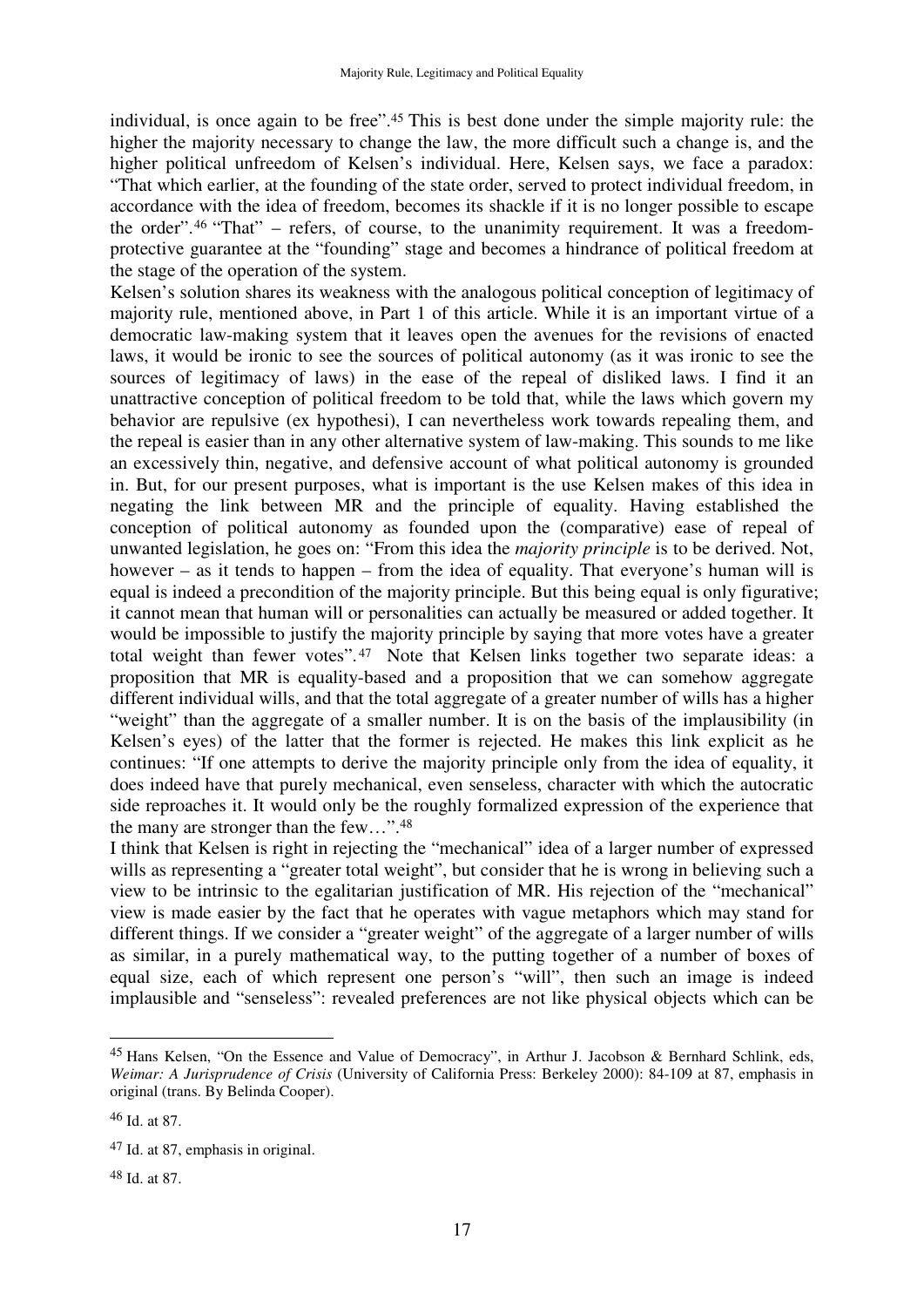individual, is once again to be free".[45] This is best done under the simple majority rule: the higher the majority necessary to change the law, the more difficult such a change is, and the higher political unfreedom of Kelsen's individual. Here, Kelsen says, we face a paradox: "That which earlier, at the founding of the state order, served to protect individual freedom, in accordance with the idea of freedom, becomes its shackle if it is no longer possible to escape the order".[46] "That" – refers, of course, to the unanimity requirement. It was a freedom-protective guarantee at the "founding" stage and becomes a hindrance of political freedom at the stage of the operation of the system.

Kelsen's solution shares its weakness with the analogous political conception of legitimacy of majority rule, mentioned above, in Part 1 of this article. While it is an important virtue of a democratic law-making system that it leaves open the avenues for the revisions of enacted laws, it would be ironic to see the sources of political autonomy (as it was ironic to see the sources of legitimacy of laws) in the ease of the repeal of disliked laws. I find it an unattractive conception of political freedom to be told that, while the laws which govern my behavior are repulsive (ex hypothesi), I can nevertheless work towards repealing them, and the repeal is easier than in any other alternative system of law-making. This sounds to me like an excessively thin, negative, and defensive account of what political autonomy is grounded in. But, for our present purposes, what is important is the use Kelsen makes of this idea in negating the link between MR and the principle of equality. Having established the conception of political autonomy as founded upon the (comparative) ease of repeal of unwanted legislation, he goes on: "From this idea the *majority principle* is to be derived. Not, however – as it tends to happen – from the idea of equality. That everyone's human will is equal is indeed a precondition of the majority principle. But this being equal is only figurative; it cannot mean that human will or personalities can actually be measured or added together. It would be impossible to justify the majority principle by saying that more votes have a greater total weight than fewer votes".[47] Note that Kelsen links together two separate ideas: a proposition that MR is equality-based and a proposition that we can somehow aggregate different individual wills, and that the total aggregate of a greater number of wills has a higher "weight" than the aggregate of a smaller number. It is on the basis of the implausibility (in Kelsen's eyes) of the latter that the former is rejected. He makes this link explicit as he continues: "If one attempts to derive the majority principle only from the idea of equality, it does indeed have that purely mechanical, even senseless, character with which the autocratic side reproaches it. It would only be the roughly formalized expression of the experience that the many are stronger than the few…".[48]

I think that Kelsen is right in rejecting the "mechanical" idea of a larger number of expressed wills as representing a "greater total weight", but consider that he is wrong in believing such a view to be intrinsic to the egalitarian justification of MR. His rejection of the "mechanical" view is made easier by the fact that he operates with vague metaphors which may stand for different things. If we consider a "greater weight" of the aggregate of a larger number of wills as similar, in a purely mathematical way, to the putting together of a number of boxes of equal size, each of which represent one person's "will", then such an image is indeed implausible and "senseless": revealed preferences are not like physical objects which can be

---

[45] Hans Kelsen, "On the Essence and Value of Democracy", in Arthur J. Jacobson & Bernhard Schlink, eds, *Weimar: A Jurisprudence of Crisis* (University of California Press: Berkeley 2000): 84-109 at 87, emphasis in original (trans. By Belinda Cooper).

[46] Id. at 87.

[47] Id. at 87, emphasis in original.

[48] Id. at 87.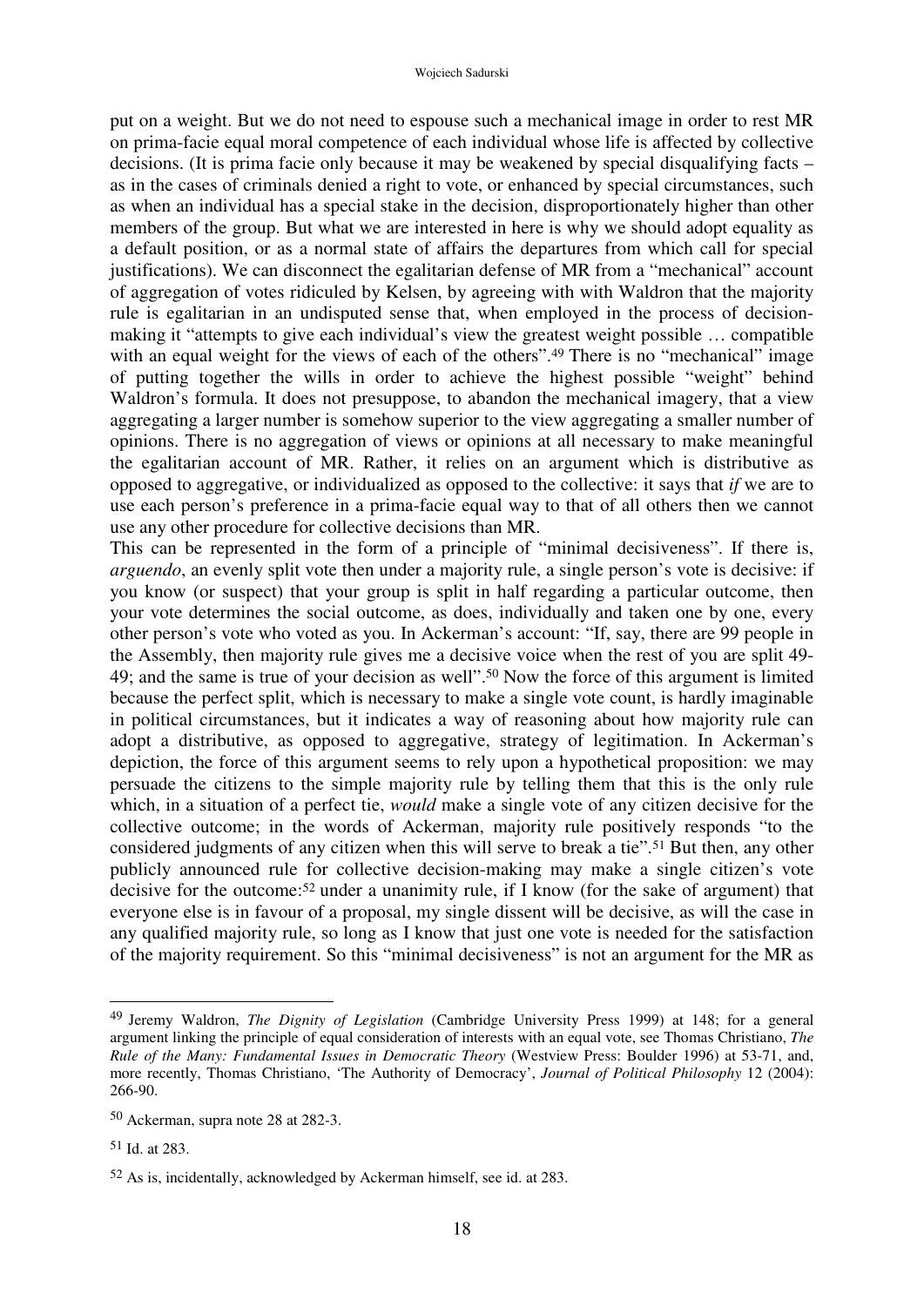put on a weight. But we do not need to espouse such a mechanical image in order to rest MR on prima-facie equal moral competence of each individual whose life is affected by collective decisions. (It is prima facie only because it may be weakened by special disqualifying facts – as in the cases of criminals denied a right to vote, or enhanced by special circumstances, such as when an individual has a special stake in the decision, disproportionately higher than other members of the group. But what we are interested in here is why we should adopt equality as a default position, or as a normal state of affairs the departures from which call for special justifications). We can disconnect the egalitarian defense of MR from a "mechanical" account of aggregation of votes ridiculed by Kelsen, by agreeing with with Waldron that the majority rule is egalitarian in an undisputed sense that, when employed in the process of decision-making it "attempts to give each individual's view the greatest weight possible … compatible with an equal weight for the views of each of the others".[49] There is no "mechanical" image of putting together the wills in order to achieve the highest possible "weight" behind Waldron's formula. It does not presuppose, to abandon the mechanical imagery, that a view aggregating a larger number is somehow superior to the view aggregating a smaller number of opinions. There is no aggregation of views or opinions at all necessary to make meaningful the egalitarian account of MR. Rather, it relies on an argument which is distributive as opposed to aggregative, or individualized as opposed to the collective: it says that *if* we are to use each person's preference in a prima-facie equal way to that of all others then we cannot use any other procedure for collective decisions than MR.

This can be represented in the form of a principle of "minimal decisiveness". If there is, *arguendo*, an evenly split vote then under a majority rule, a single person's vote is decisive: if you know (or suspect) that your group is split in half regarding a particular outcome, then your vote determines the social outcome, as does, individually and taken one by one, every other person's vote who voted as you. In Ackerman's account: "If, say, there are 99 people in the Assembly, then majority rule gives me a decisive voice when the rest of you are split 49-49; and the same is true of your decision as well".[50] Now the force of this argument is limited because the perfect split, which is necessary to make a single vote count, is hardly imaginable in political circumstances, but it indicates a way of reasoning about how majority rule can adopt a distributive, as opposed to aggregative, strategy of legitimation. In Ackerman's depiction, the force of this argument seems to rely upon a hypothetical proposition: we may persuade the citizens to the simple majority rule by telling them that this is the only rule which, in a situation of a perfect tie, *would* make a single vote of any citizen decisive for the collective outcome; in the words of Ackerman, majority rule positively responds "to the considered judgments of any citizen when this will serve to break a tie".[51] But then, any other publicly announced rule for collective decision-making may make a single citizen's vote decisive for the outcome:[52] under a unanimity rule, if I know (for the sake of argument) that everyone else is in favour of a proposal, my single dissent will be decisive, as will the case in any qualified majority rule, so long as I know that just one vote is needed for the satisfaction of the majority requirement. So this "minimal decisiveness" is not an argument for the MR as

---

[49] Jeremy Waldron, *The Dignity of Legislation* (Cambridge University Press 1999) at 148; for a general argument linking the principle of equal consideration of interests with an equal vote, see Thomas Christiano, *The Rule of the Many: Fundamental Issues in Democratic Theory* (Westview Press: Boulder 1996) at 53-71, and, more recently, Thomas Christiano, 'The Authority of Democracy', *Journal of Political Philosophy* 12 (2004): 266-90.

[50] Ackerman, supra note 28 at 282-3.

[51] Id. at 283.

[52] As is, incidentally, acknowledged by Ackerman himself, see id. at 283.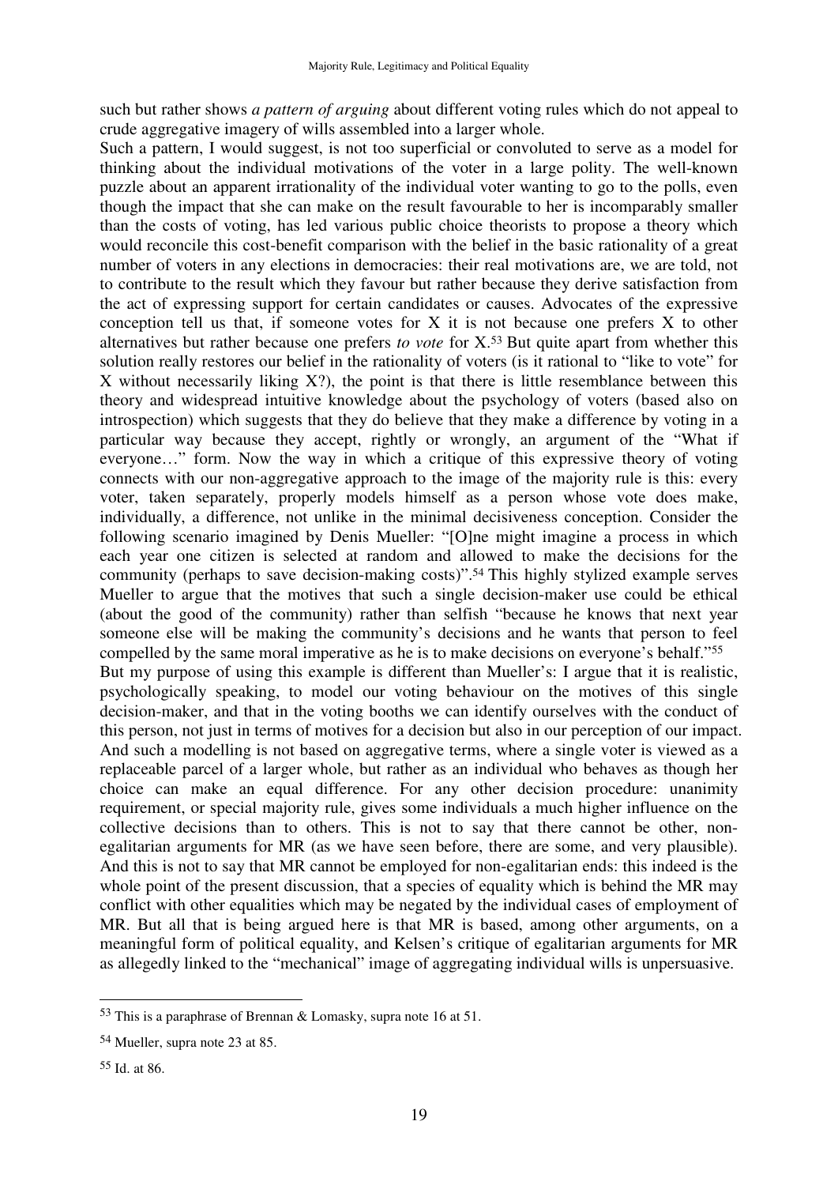such but rather shows *a pattern of arguing* about different voting rules which do not appeal to crude aggregative imagery of wills assembled into a larger whole.

Such a pattern, I would suggest, is not too superficial or convoluted to serve as a model for thinking about the individual motivations of the voter in a large polity. The well-known puzzle about an apparent irrationality of the individual voter wanting to go to the polls, even though the impact that she can make on the result favourable to her is incomparably smaller than the costs of voting, has led various public choice theorists to propose a theory which would reconcile this cost-benefit comparison with the belief in the basic rationality of a great number of voters in any elections in democracies: their real motivations are, we are told, not to contribute to the result which they favour but rather because they derive satisfaction from the act of expressing support for certain candidates or causes. Advocates of the expressive conception tell us that, if someone votes for X it is not because one prefers X to other alternatives but rather because one prefers *to vote* for X.[53] But quite apart from whether this solution really restores our belief in the rationality of voters (is it rational to "like to vote" for X without necessarily liking X?), the point is that there is little resemblance between this theory and widespread intuitive knowledge about the psychology of voters (based also on introspection) which suggests that they do believe that they make a difference by voting in a particular way because they accept, rightly or wrongly, an argument of the "What if everyone…" form. Now the way in which a critique of this expressive theory of voting connects with our non-aggregative approach to the image of the majority rule is this: every voter, taken separately, properly models himself as a person whose vote does make, individually, a difference, not unlike in the minimal decisiveness conception. Consider the following scenario imagined by Denis Mueller: "[O]ne might imagine a process in which each year one citizen is selected at random and allowed to make the decisions for the community (perhaps to save decision-making costs)".[54] This highly stylized example serves Mueller to argue that the motives that such a single decision-maker use could be ethical (about the good of the community) rather than selfish "because he knows that next year someone else will be making the community's decisions and he wants that person to feel compelled by the same moral imperative as he is to make decisions on everyone's behalf."[55]

But my purpose of using this example is different than Mueller's: I argue that it is realistic, psychologically speaking, to model our voting behaviour on the motives of this single decision-maker, and that in the voting booths we can identify ourselves with the conduct of this person, not just in terms of motives for a decision but also in our perception of our impact. And such a modelling is not based on aggregative terms, where a single voter is viewed as a replaceable parcel of a larger whole, but rather as an individual who behaves as though her choice can make an equal difference. For any other decision procedure: unanimity requirement, or special majority rule, gives some individuals a much higher influence on the collective decisions than to others. This is not to say that there cannot be other, non-egalitarian arguments for MR (as we have seen before, there are some, and very plausible). And this is not to say that MR cannot be employed for non-egalitarian ends: this indeed is the whole point of the present discussion, that a species of equality which is behind the MR may conflict with other equalities which may be negated by the individual cases of employment of MR. But all that is being argued here is that MR is based, among other arguments, on a meaningful form of political equality, and Kelsen's critique of egalitarian arguments for MR as allegedly linked to the "mechanical" image of aggregating individual wills is unpersuasive.

---

[53] This is a paraphrase of Brennan & Lomasky, supra note 16 at 51.

[54] Mueller, supra note 23 at 85.

[55] Id. at 86.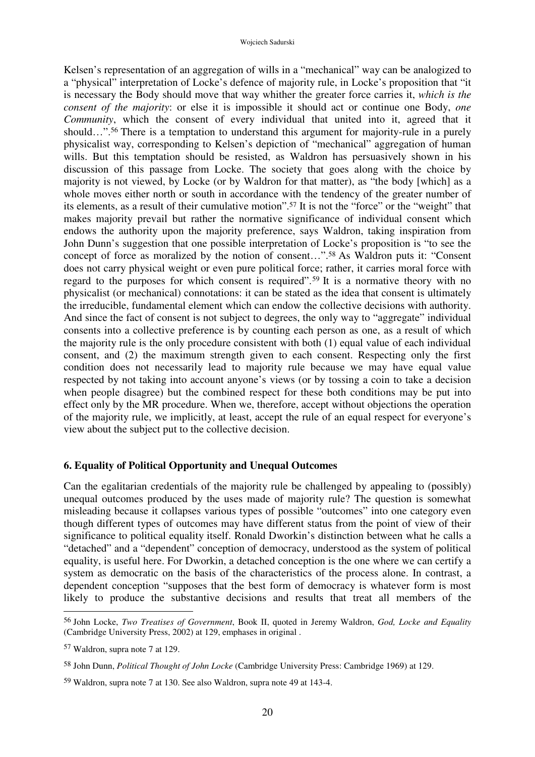Kelsen's representation of an aggregation of wills in a "mechanical" way can be analogized to a "physical" interpretation of Locke's defence of majority rule, in Locke's proposition that "it is necessary the Body should move that way whither the greater force carries it, *which is the consent of the majority*: or else it is impossible it should act or continue one Body, *one Community*, which the consent of every individual that united into it, agreed that it should…".[56] There is a temptation to understand this argument for majority-rule in a purely physicalist way, corresponding to Kelsen's depiction of "mechanical" aggregation of human wills. But this temptation should be resisted, as Waldron has persuasively shown in his discussion of this passage from Locke. The society that goes along with the choice by majority is not viewed, by Locke (or by Waldron for that matter), as "the body [which] as a whole moves either north or south in accordance with the tendency of the greater number of its elements, as a result of their cumulative motion".[57] It is not the "force" or the "weight" that makes majority prevail but rather the normative significance of individual consent which endows the authority upon the majority preference, says Waldron, taking inspiration from John Dunn's suggestion that one possible interpretation of Locke's proposition is "to see the concept of force as moralized by the notion of consent…".[58] As Waldron puts it: "Consent does not carry physical weight or even pure political force; rather, it carries moral force with regard to the purposes for which consent is required".[59] It is a normative theory with no physicalist (or mechanical) connotations: it can be stated as the idea that consent is ultimately the irreducible, fundamental element which can endow the collective decisions with authority. And since the fact of consent is not subject to degrees, the only way to "aggregate" individual consents into a collective preference is by counting each person as one, as a result of which the majority rule is the only procedure consistent with both (1) equal value of each individual consent, and (2) the maximum strength given to each consent. Respecting only the first condition does not necessarily lead to majority rule because we may have equal value respected by not taking into account anyone's views (or by tossing a coin to take a decision when people disagree) but the combined respect for these both conditions may be put into effect only by the MR procedure. When we, therefore, accept without objections the operation of the majority rule, we implicitly, at least, accept the rule of an equal respect for everyone's view about the subject put to the collective decision.

### 6. Equality of Political Opportunity and Unequal Outcomes

Can the egalitarian credentials of the majority rule be challenged by appealing to (possibly) unequal outcomes produced by the uses made of majority rule? The question is somewhat misleading because it collapses various types of possible "outcomes" into one category even though different types of outcomes may have different status from the point of view of their significance to political equality itself. Ronald Dworkin's distinction between what he calls a "detached" and a "dependent" conception of democracy, understood as the system of political equality, is useful here. For Dworkin, a detached conception is the one where we can certify a system as democratic on the basis of the characteristics of the process alone. In contrast, a dependent conception "supposes that the best form of democracy is whatever form is most likely to produce the substantive decisions and results that treat all members of the

---

[56] John Locke, *Two Treatises of Government*, Book II, quoted in Jeremy Waldron, *God, Locke and Equality* (Cambridge University Press, 2002) at 129, emphases in original .

[57] Waldron, supra note 7 at 129.

[58] John Dunn, *Political Thought of John Locke* (Cambridge University Press: Cambridge 1969) at 129.

[59] Waldron, supra note 7 at 130. See also Waldron, supra note 49 at 143-4.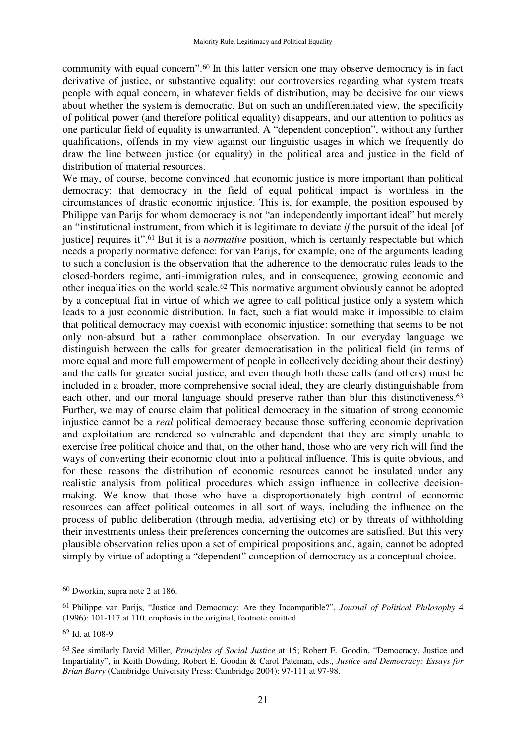community with equal concern".[60] In this latter version one may observe democracy is in fact derivative of justice, or substantive equality: our controversies regarding what system treats people with equal concern, in whatever fields of distribution, may be decisive for our views about whether the system is democratic. But on such an undifferentiated view, the specificity of political power (and therefore political equality) disappears, and our attention to politics as one particular field of equality is unwarranted. A "dependent conception", without any further qualifications, offends in my view against our linguistic usages in which we frequently do draw the line between justice (or equality) in the political area and justice in the field of distribution of material resources.

We may, of course, become convinced that economic justice is more important than political democracy: that democracy in the field of equal political impact is worthless in the circumstances of drastic economic injustice. This is, for example, the position espoused by Philippe van Parijs for whom democracy is not "an independently important ideal" but merely an "institutional instrument, from which it is legitimate to deviate *if* the pursuit of the ideal [of justice] requires it".[61] But it is a *normative* position, which is certainly respectable but which needs a properly normative defence: for van Parijs, for example, one of the arguments leading to such a conclusion is the observation that the adherence to the democratic rules leads to the closed-borders regime, anti-immigration rules, and in consequence, growing economic and other inequalities on the world scale.[62] This normative argument obviously cannot be adopted by a conceptual fiat in virtue of which we agree to call political justice only a system which leads to a just economic distribution. In fact, such a fiat would make it impossible to claim that political democracy may coexist with economic injustice: something that seems to be not only non-absurd but a rather commonplace observation. In our everyday language we distinguish between the calls for greater democratisation in the political field (in terms of more equal and more full empowerment of people in collectively deciding about their destiny) and the calls for greater social justice, and even though both these calls (and others) must be included in a broader, more comprehensive social ideal, they are clearly distinguishable from each other, and our moral language should preserve rather than blur this distinctiveness.[63] Further, we may of course claim that political democracy in the situation of strong economic injustice cannot be a *real* political democracy because those suffering economic deprivation and exploitation are rendered so vulnerable and dependent that they are simply unable to exercise free political choice and that, on the other hand, those who are very rich will find the ways of converting their economic clout into a political influence. This is quite obvious, and for these reasons the distribution of economic resources cannot be insulated under any realistic analysis from political procedures which assign influence in collective decision-making. We know that those who have a disproportionately high control of economic resources can affect political outcomes in all sort of ways, including the influence on the process of public deliberation (through media, advertising etc) or by threats of withholding their investments unless their preferences concerning the outcomes are satisfied. But this very plausible observation relies upon a set of empirical propositions and, again, cannot be adopted simply by virtue of adopting a "dependent" conception of democracy as a conceptual choice.

---

[60] Dworkin, supra note 2 at 186.

[61] Philippe van Parijs, "Justice and Democracy: Are they Incompatible?", *Journal of Political Philosophy* 4 (1996): 101-117 at 110, emphasis in the original, footnote omitted.

[62] Id. at 108-9

[63] See similarly David Miller, *Principles of Social Justice* at 15; Robert E. Goodin, "Democracy, Justice and Impartiality", in Keith Dowding, Robert E. Goodin & Carol Pateman, eds., *Justice and Democracy: Essays for Brian Barry* (Cambridge University Press: Cambridge 2004): 97-111 at 97-98.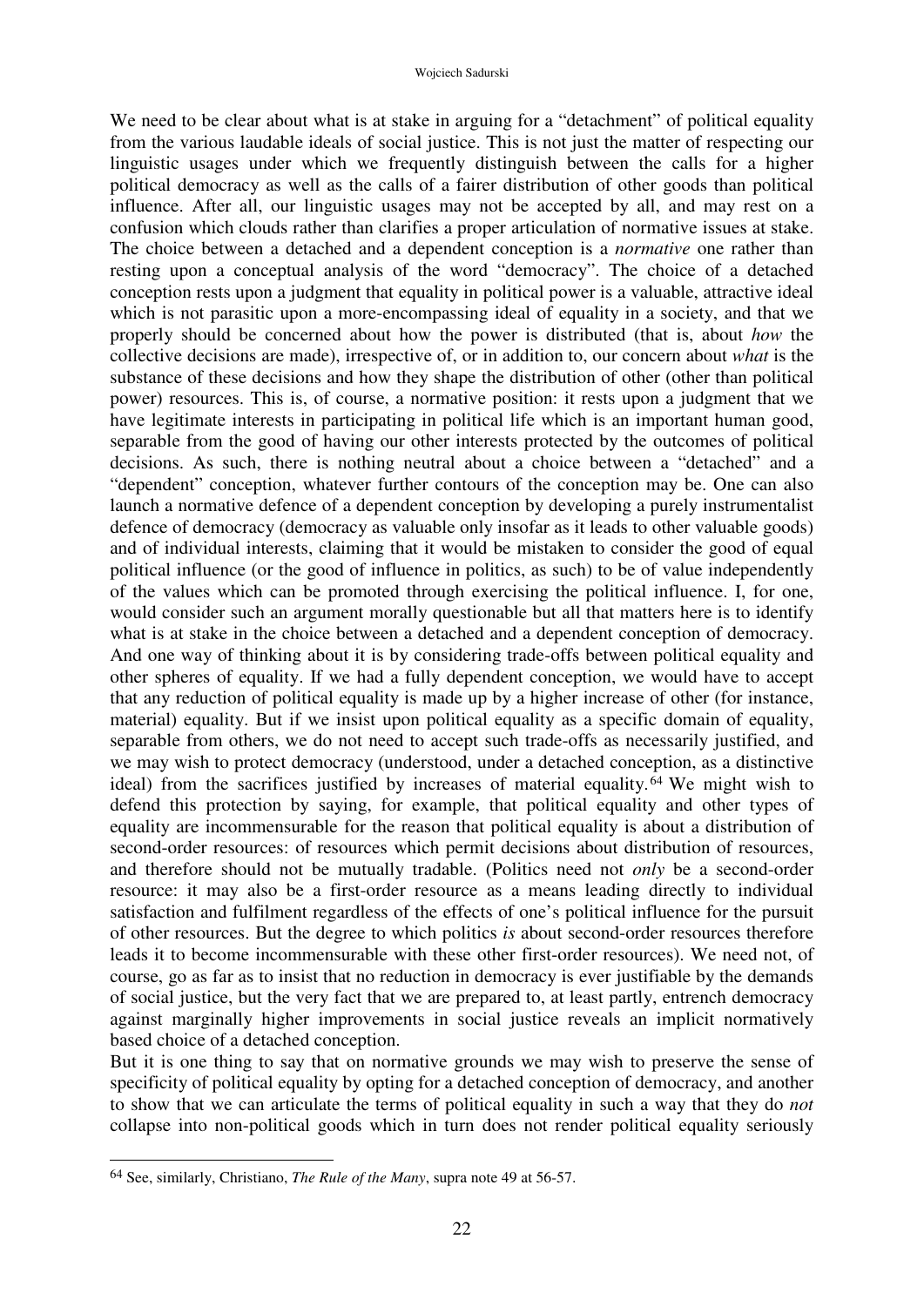We need to be clear about what is at stake in arguing for a "detachment" of political equality from the various laudable ideals of social justice. This is not just the matter of respecting our linguistic usages under which we frequently distinguish between the calls for a higher political democracy as well as the calls of a fairer distribution of other goods than political influence. After all, our linguistic usages may not be accepted by all, and may rest on a confusion which clouds rather than clarifies a proper articulation of normative issues at stake. The choice between a detached and a dependent conception is a *normative* one rather than resting upon a conceptual analysis of the word "democracy". The choice of a detached conception rests upon a judgment that equality in political power is a valuable, attractive ideal which is not parasitic upon a more-encompassing ideal of equality in a society, and that we properly should be concerned about how the power is distributed (that is, about *how* the collective decisions are made), irrespective of, or in addition to, our concern about *what* is the substance of these decisions and how they shape the distribution of other (other than political power) resources. This is, of course, a normative position: it rests upon a judgment that we have legitimate interests in participating in political life which is an important human good, separable from the good of having our other interests protected by the outcomes of political decisions. As such, there is nothing neutral about a choice between a "detached" and a "dependent" conception, whatever further contours of the conception may be. One can also launch a normative defence of a dependent conception by developing a purely instrumentalist defence of democracy (democracy as valuable only insofar as it leads to other valuable goods) and of individual interests, claiming that it would be mistaken to consider the good of equal political influence (or the good of influence in politics, as such) to be of value independently of the values which can be promoted through exercising the political influence. I, for one, would consider such an argument morally questionable but all that matters here is to identify what is at stake in the choice between a detached and a dependent conception of democracy. And one way of thinking about it is by considering trade-offs between political equality and other spheres of equality. If we had a fully dependent conception, we would have to accept that any reduction of political equality is made up by a higher increase of other (for instance, material) equality. But if we insist upon political equality as a specific domain of equality, separable from others, we do not need to accept such trade-offs as necessarily justified, and we may wish to protect democracy (understood, under a detached conception, as a distinctive ideal) from the sacrifices justified by increases of material equality.[64] We might wish to defend this protection by saying, for example, that political equality and other types of equality are incommensurable for the reason that political equality is about a distribution of second-order resources: of resources which permit decisions about distribution of resources, and therefore should not be mutually tradable. (Politics need not *only* be a second-order resource: it may also be a first-order resource as a means leading directly to individual satisfaction and fulfilment regardless of the effects of one's political influence for the pursuit of other resources. But the degree to which politics *is* about second-order resources therefore leads it to become incommensurable with these other first-order resources). We need not, of course, go as far as to insist that no reduction in democracy is ever justifiable by the demands of social justice, but the very fact that we are prepared to, at least partly, entrench democracy against marginally higher improvements in social justice reveals an implicit normatively based choice of a detached conception.

But it is one thing to say that on normative grounds we may wish to preserve the sense of specificity of political equality by opting for a detached conception of democracy, and another to show that we can articulate the terms of political equality in such a way that they do *not* collapse into non-political goods which in turn does not render political equality seriously

---

[64] See, similarly, Christiano, *The Rule of the Many*, supra note 49 at 56-57.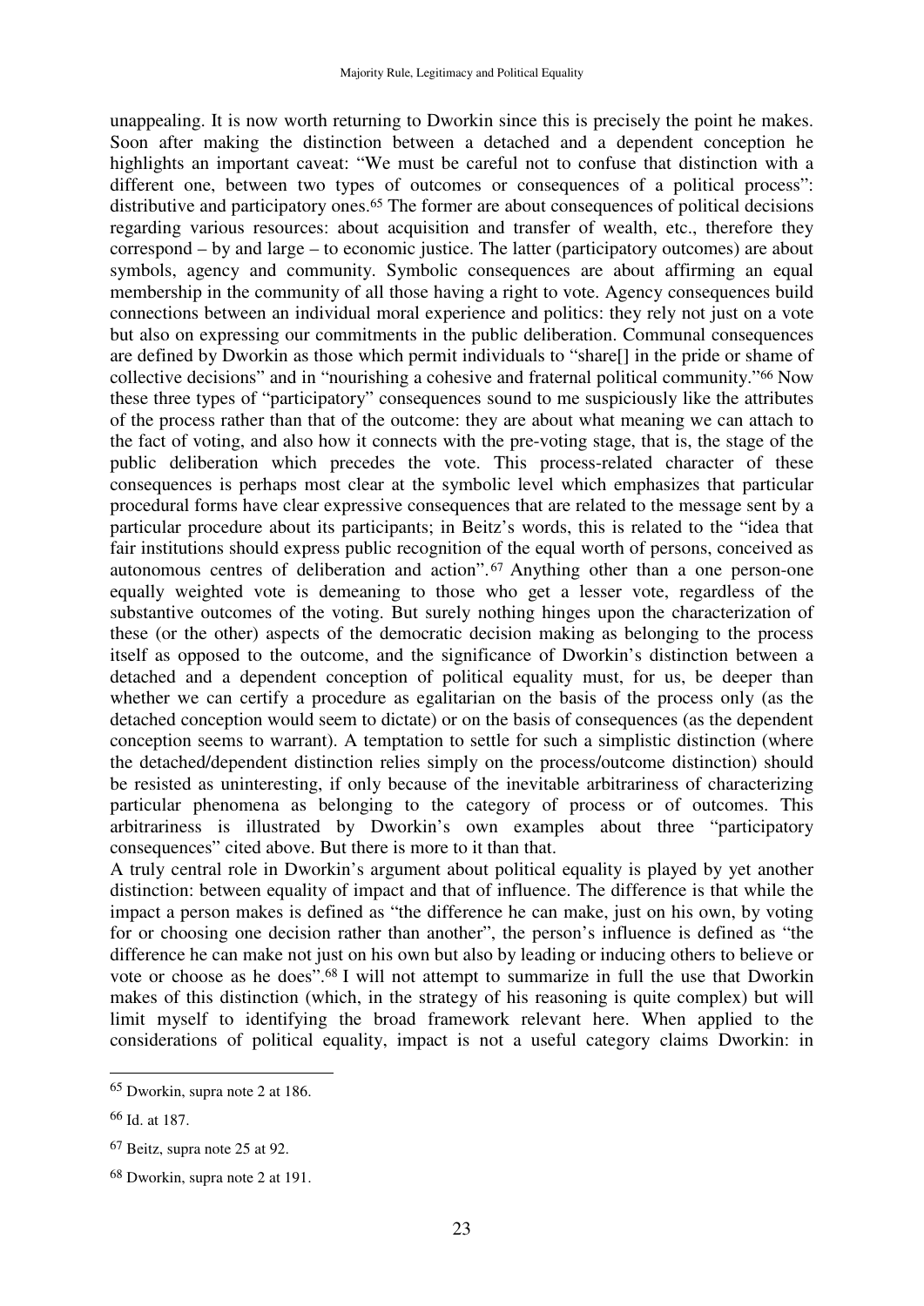unappealing. It is now worth returning to Dworkin since this is precisely the point he makes. Soon after making the distinction between a detached and a dependent conception he highlights an important caveat: "We must be careful not to confuse that distinction with a different one, between two types of outcomes or consequences of a political process": distributive and participatory ones.[65] The former are about consequences of political decisions regarding various resources: about acquisition and transfer of wealth, etc., therefore they correspond – by and large – to economic justice. The latter (participatory outcomes) are about symbols, agency and community. Symbolic consequences are about affirming an equal membership in the community of all those having a right to vote. Agency consequences build connections between an individual moral experience and politics: they rely not just on a vote but also on expressing our commitments in the public deliberation. Communal consequences are defined by Dworkin as those which permit individuals to "share[] in the pride or shame of collective decisions" and in "nourishing a cohesive and fraternal political community."[66] Now these three types of "participatory" consequences sound to me suspiciously like the attributes of the process rather than that of the outcome: they are about what meaning we can attach to the fact of voting, and also how it connects with the pre-voting stage, that is, the stage of the public deliberation which precedes the vote. This process-related character of these consequences is perhaps most clear at the symbolic level which emphasizes that particular procedural forms have clear expressive consequences that are related to the message sent by a particular procedure about its participants; in Beitz's words, this is related to the "idea that fair institutions should express public recognition of the equal worth of persons, conceived as autonomous centres of deliberation and action".[67] Anything other than a one person-one equally weighted vote is demeaning to those who get a lesser vote, regardless of the substantive outcomes of the voting. But surely nothing hinges upon the characterization of these (or the other) aspects of the democratic decision making as belonging to the process itself as opposed to the outcome, and the significance of Dworkin's distinction between a detached and a dependent conception of political equality must, for us, be deeper than whether we can certify a procedure as egalitarian on the basis of the process only (as the detached conception would seem to dictate) or on the basis of consequences (as the dependent conception seems to warrant). A temptation to settle for such a simplistic distinction (where the detached/dependent distinction relies simply on the process/outcome distinction) should be resisted as uninteresting, if only because of the inevitable arbitrariness of characterizing particular phenomena as belonging to the category of process or of outcomes. This arbitrariness is illustrated by Dworkin's own examples about three "participatory consequences" cited above. But there is more to it than that.

A truly central role in Dworkin's argument about political equality is played by yet another distinction: between equality of impact and that of influence. The difference is that while the impact a person makes is defined as "the difference he can make, just on his own, by voting for or choosing one decision rather than another", the person's influence is defined as "the difference he can make not just on his own but also by leading or inducing others to believe or vote or choose as he does".[68] I will not attempt to summarize in full the use that Dworkin makes of this distinction (which, in the strategy of his reasoning is quite complex) but will limit myself to identifying the broad framework relevant here. When applied to the considerations of political equality, impact is not a useful category claims Dworkin: in

---

[65] Dworkin, supra note 2 at 186.

[66] Id. at 187.

[67] Beitz, supra note 25 at 92.

[68] Dworkin, supra note 2 at 191.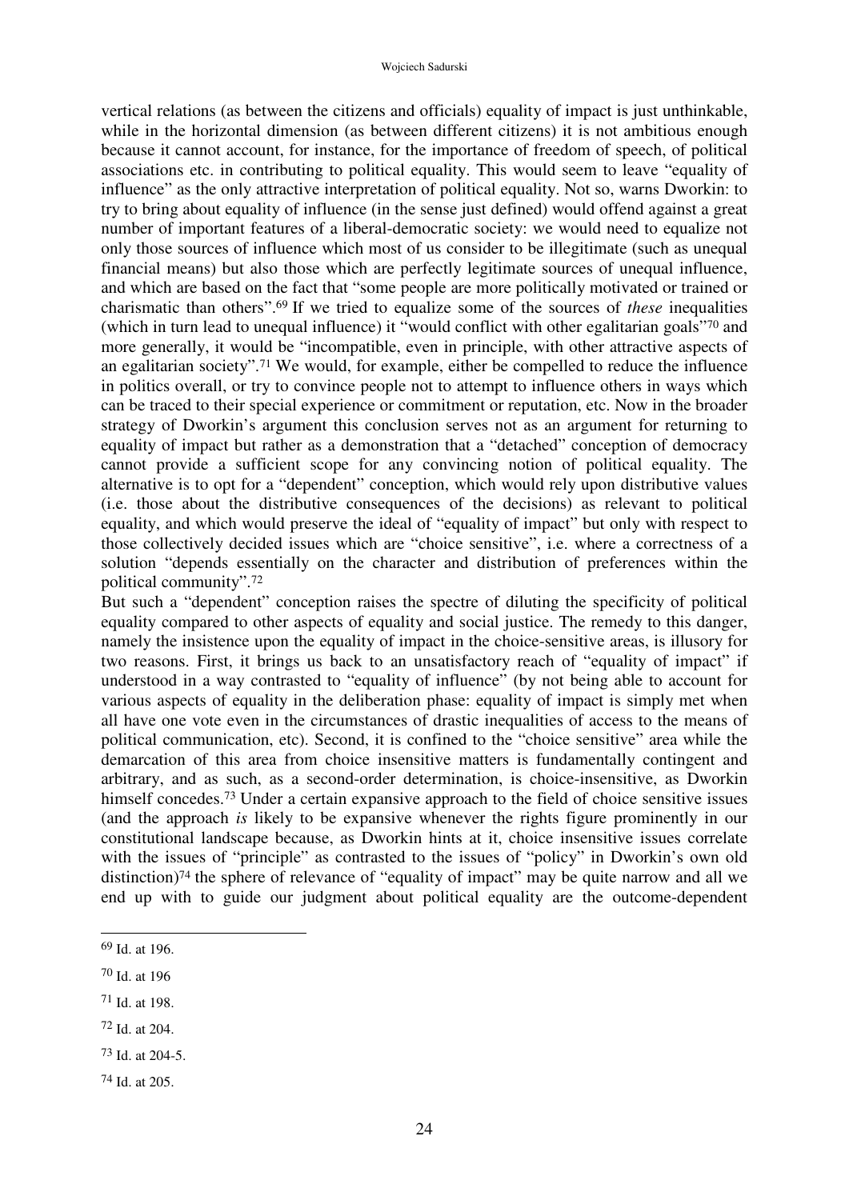vertical relations (as between the citizens and officials) equality of impact is just unthinkable, while in the horizontal dimension (as between different citizens) it is not ambitious enough because it cannot account, for instance, for the importance of freedom of speech, of political associations etc. in contributing to political equality. This would seem to leave "equality of influence" as the only attractive interpretation of political equality. Not so, warns Dworkin: to try to bring about equality of influence (in the sense just defined) would offend against a great number of important features of a liberal-democratic society: we would need to equalize not only those sources of influence which most of us consider to be illegitimate (such as unequal financial means) but also those which are perfectly legitimate sources of unequal influence, and which are based on the fact that "some people are more politically motivated or trained or charismatic than others".[69] If we tried to equalize some of the sources of *these* inequalities (which in turn lead to unequal influence) it "would conflict with other egalitarian goals"[70] and more generally, it would be "incompatible, even in principle, with other attractive aspects of an egalitarian society".[71] We would, for example, either be compelled to reduce the influence in politics overall, or try to convince people not to attempt to influence others in ways which can be traced to their special experience or commitment or reputation, etc. Now in the broader strategy of Dworkin's argument this conclusion serves not as an argument for returning to equality of impact but rather as a demonstration that a "detached" conception of democracy cannot provide a sufficient scope for any convincing notion of political equality. The alternative is to opt for a "dependent" conception, which would rely upon distributive values (i.e. those about the distributive consequences of the decisions) as relevant to political equality, and which would preserve the ideal of "equality of impact" but only with respect to those collectively decided issues which are "choice sensitive", i.e. where a correctness of a solution "depends essentially on the character and distribution of preferences within the political community".[72]

But such a "dependent" conception raises the spectre of diluting the specificity of political equality compared to other aspects of equality and social justice. The remedy to this danger, namely the insistence upon the equality of impact in the choice-sensitive areas, is illusory for two reasons. First, it brings us back to an unsatisfactory reach of "equality of impact" if understood in a way contrasted to "equality of influence" (by not being able to account for various aspects of equality in the deliberation phase: equality of impact is simply met when all have one vote even in the circumstances of drastic inequalities of access to the means of political communication, etc). Second, it is confined to the "choice sensitive" area while the demarcation of this area from choice insensitive matters is fundamentally contingent and arbitrary, and as such, as a second-order determination, is choice-insensitive, as Dworkin himself concedes.[73] Under a certain expansive approach to the field of choice sensitive issues (and the approach *is* likely to be expansive whenever the rights figure prominently in our constitutional landscape because, as Dworkin hints at it, choice insensitive issues correlate with the issues of "principle" as contrasted to the issues of "policy" in Dworkin's own old distinction)[74] the sphere of relevance of "equality of impact" may be quite narrow and all we end up with to guide our judgment about political equality are the outcome-dependent

---

[69] Id. at 196.

[70] Id. at 196

[71] Id. at 198.

[72] Id. at 204.

[73] Id. at 204-5.

[74] Id. at 205.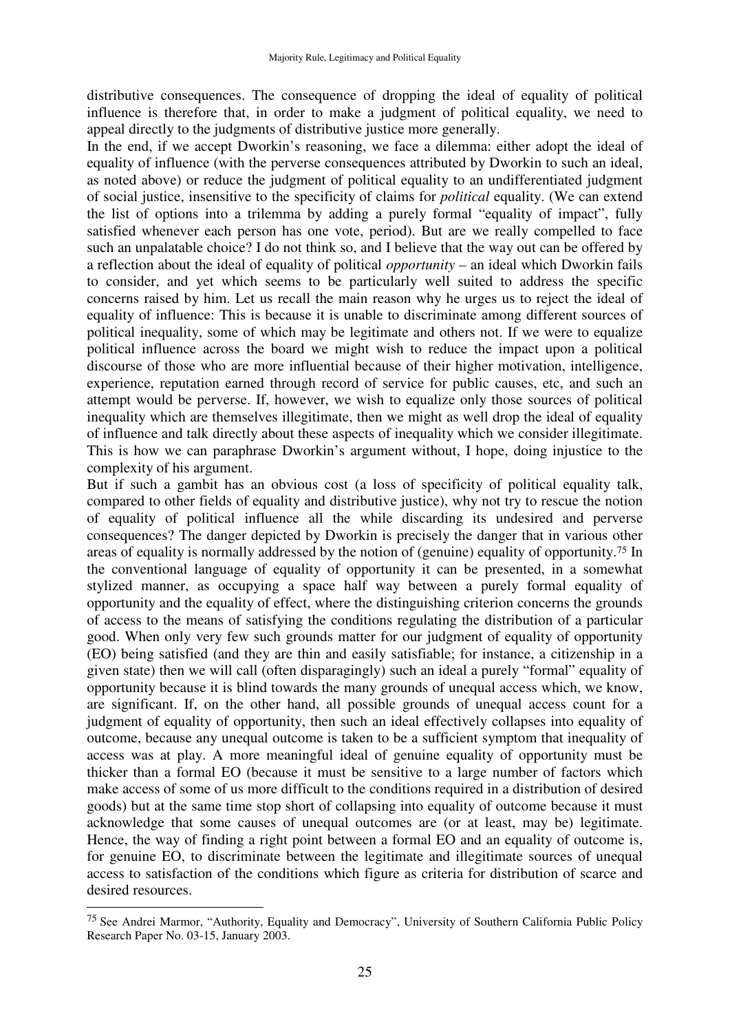distributive consequences. The consequence of dropping the ideal of equality of political influence is therefore that, in order to make a judgment of political equality, we need to appeal directly to the judgments of distributive justice more generally.

In the end, if we accept Dworkin's reasoning, we face a dilemma: either adopt the ideal of equality of influence (with the perverse consequences attributed by Dworkin to such an ideal, as noted above) or reduce the judgment of political equality to an undifferentiated judgment of social justice, insensitive to the specificity of claims for *political* equality. (We can extend the list of options into a trilemma by adding a purely formal "equality of impact", fully satisfied whenever each person has one vote, period). But are we really compelled to face such an unpalatable choice? I do not think so, and I believe that the way out can be offered by a reflection about the ideal of equality of political *opportunity* – an ideal which Dworkin fails to consider, and yet which seems to be particularly well suited to address the specific concerns raised by him. Let us recall the main reason why he urges us to reject the ideal of equality of influence: This is because it is unable to discriminate among different sources of political inequality, some of which may be legitimate and others not. If we were to equalize political influence across the board we might wish to reduce the impact upon a political discourse of those who are more influential because of their higher motivation, intelligence, experience, reputation earned through record of service for public causes, etc, and such an attempt would be perverse. If, however, we wish to equalize only those sources of political inequality which are themselves illegitimate, then we might as well drop the ideal of equality of influence and talk directly about these aspects of inequality which we consider illegitimate. This is how we can paraphrase Dworkin's argument without, I hope, doing injustice to the complexity of his argument.

But if such a gambit has an obvious cost (a loss of specificity of political equality talk, compared to other fields of equality and distributive justice), why not try to rescue the notion of equality of political influence all the while discarding its undesired and perverse consequences? The danger depicted by Dworkin is precisely the danger that in various other areas of equality is normally addressed by the notion of (genuine) equality of opportunity.[75] In the conventional language of equality of opportunity it can be presented, in a somewhat stylized manner, as occupying a space half way between a purely formal equality of opportunity and the equality of effect, where the distinguishing criterion concerns the grounds of access to the means of satisfying the conditions regulating the distribution of a particular good. When only very few such grounds matter for our judgment of equality of opportunity (EO) being satisfied (and they are thin and easily satisfiable; for instance, a citizenship in a given state) then we will call (often disparagingly) such an ideal a purely "formal" equality of opportunity because it is blind towards the many grounds of unequal access which, we know, are significant. If, on the other hand, all possible grounds of unequal access count for a judgment of equality of opportunity, then such an ideal effectively collapses into equality of outcome, because any unequal outcome is taken to be a sufficient symptom that inequality of access was at play. A more meaningful ideal of genuine equality of opportunity must be thicker than a formal EO (because it must be sensitive to a large number of factors which make access of some of us more difficult to the conditions required in a distribution of desired goods) but at the same time stop short of collapsing into equality of outcome because it must acknowledge that some causes of unequal outcomes are (or at least, may be) legitimate. Hence, the way of finding a right point between a formal EO and an equality of outcome is, for genuine EO, to discriminate between the legitimate and illegitimate sources of unequal access to satisfaction of the conditions which figure as criteria for distribution of scarce and desired resources.

---

[75] See Andrei Marmor, "Authority, Equality and Democracy", University of Southern California Public Policy Research Paper No. 03-15, January 2003.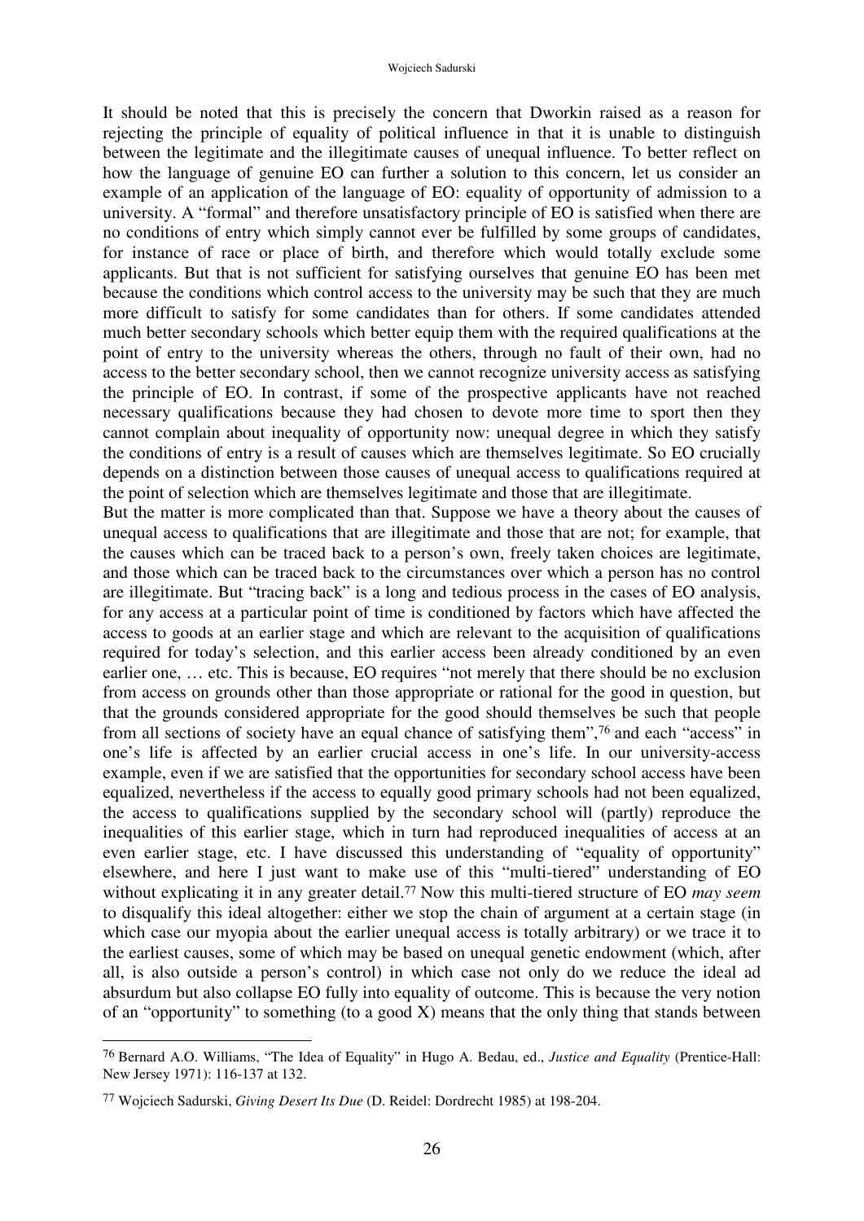It should be noted that this is precisely the concern that Dworkin raised as a reason for rejecting the principle of equality of political influence in that it is unable to distinguish between the legitimate and the illegitimate causes of unequal influence. To better reflect on how the language of genuine EO can further a solution to this concern, let us consider an example of an application of the language of EO: equality of opportunity of admission to a university. A "formal" and therefore unsatisfactory principle of EO is satisfied when there are no conditions of entry which simply cannot ever be fulfilled by some groups of candidates, for instance of race or place of birth, and therefore which would totally exclude some applicants. But that is not sufficient for satisfying ourselves that genuine EO has been met because the conditions which control access to the university may be such that they are much more difficult to satisfy for some candidates than for others. If some candidates attended much better secondary schools which better equip them with the required qualifications at the point of entry to the university whereas the others, through no fault of their own, had no access to the better secondary school, then we cannot recognize university access as satisfying the principle of EO. In contrast, if some of the prospective applicants have not reached necessary qualifications because they had chosen to devote more time to sport then they cannot complain about inequality of opportunity now: unequal degree in which they satisfy the conditions of entry is a result of causes which are themselves legitimate. So EO crucially depends on a distinction between those causes of unequal access to qualifications required at the point of selection which are themselves legitimate and those that are illegitimate.

But the matter is more complicated than that. Suppose we have a theory about the causes of unequal access to qualifications that are illegitimate and those that are not; for example, that the causes which can be traced back to a person's own, freely taken choices are legitimate, and those which can be traced back to the circumstances over which a person has no control are illegitimate. But "tracing back" is a long and tedious process in the cases of EO analysis, for any access at a particular point of time is conditioned by factors which have affected the access to goods at an earlier stage and which are relevant to the acquisition of qualifications required for today's selection, and this earlier access been already conditioned by an even earlier one, … etc. This is because, EO requires "not merely that there should be no exclusion from access on grounds other than those appropriate or rational for the good in question, but that the grounds considered appropriate for the good should themselves be such that people from all sections of society have an equal chance of satisfying them",[76] and each "access" in one's life is affected by an earlier crucial access in one's life. In our university-access example, even if we are satisfied that the opportunities for secondary school access have been equalized, nevertheless if the access to equally good primary schools had not been equalized, the access to qualifications supplied by the secondary school will (partly) reproduce the inequalities of this earlier stage, which in turn had reproduced inequalities of access at an even earlier stage, etc. I have discussed this understanding of "equality of opportunity" elsewhere, and here I just want to make use of this "multi-tiered" understanding of EO without explicating it in any greater detail.[77] Now this multi-tiered structure of EO *may seem* to disqualify this ideal altogether: either we stop the chain of argument at a certain stage (in which case our myopia about the earlier unequal access is totally arbitrary) or we trace it to the earliest causes, some of which may be based on unequal genetic endowment (which, after all, is also outside a person's control) in which case not only do we reduce the ideal ad absurdum but also collapse EO fully into equality of outcome. This is because the very notion of an "opportunity" to something (to a good X) means that the only thing that stands between

---

[76] Bernard A.O. Williams, "The Idea of Equality" in Hugo A. Bedau, ed., *Justice and Equality* (Prentice-Hall: New Jersey 1971): 116-137 at 132.

[77] Wojciech Sadurski, *Giving Desert Its Due* (D. Reidel: Dordrecht 1985) at 198-204.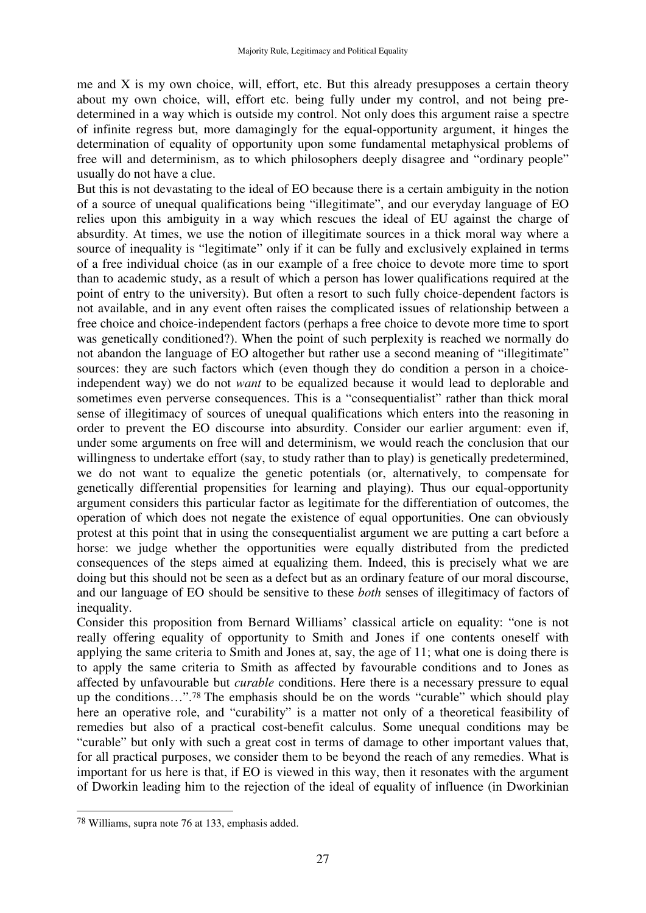me and X is my own choice, will, effort, etc. But this already presupposes a certain theory about my own choice, will, effort etc. being fully under my control, and not being pre-determined in a way which is outside my control. Not only does this argument raise a spectre of infinite regress but, more damagingly for the equal-opportunity argument, it hinges the determination of equality of opportunity upon some fundamental metaphysical problems of free will and determinism, as to which philosophers deeply disagree and "ordinary people" usually do not have a clue.

But this is not devastating to the ideal of EO because there is a certain ambiguity in the notion of a source of unequal qualifications being "illegitimate", and our everyday language of EO relies upon this ambiguity in a way which rescues the ideal of EU against the charge of absurdity. At times, we use the notion of illegitimate sources in a thick moral way where a source of inequality is "legitimate" only if it can be fully and exclusively explained in terms of a free individual choice (as in our example of a free choice to devote more time to sport than to academic study, as a result of which a person has lower qualifications required at the point of entry to the university). But often a resort to such fully choice-dependent factors is not available, and in any event often raises the complicated issues of relationship between a free choice and choice-independent factors (perhaps a free choice to devote more time to sport was genetically conditioned?). When the point of such perplexity is reached we normally do not abandon the language of EO altogether but rather use a second meaning of "illegitimate" sources: they are such factors which (even though they do condition a person in a choice-independent way) we do not *want* to be equalized because it would lead to deplorable and sometimes even perverse consequences. This is a "consequentialist" rather than thick moral sense of illegitimacy of sources of unequal qualifications which enters into the reasoning in order to prevent the EO discourse into absurdity. Consider our earlier argument: even if, under some arguments on free will and determinism, we would reach the conclusion that our willingness to undertake effort (say, to study rather than to play) is genetically predetermined, we do not want to equalize the genetic potentials (or, alternatively, to compensate for genetically differential propensities for learning and playing). Thus our equal-opportunity argument considers this particular factor as legitimate for the differentiation of outcomes, the operation of which does not negate the existence of equal opportunities. One can obviously protest at this point that in using the consequentialist argument we are putting a cart before a horse: we judge whether the opportunities were equally distributed from the predicted consequences of the steps aimed at equalizing them. Indeed, this is precisely what we are doing but this should not be seen as a defect but as an ordinary feature of our moral discourse, and our language of EO should be sensitive to these *both* senses of illegitimacy of factors of inequality.

Consider this proposition from Bernard Williams' classical article on equality: "one is not really offering equality of opportunity to Smith and Jones if one contents oneself with applying the same criteria to Smith and Jones at, say, the age of 11; what one is doing there is to apply the same criteria to Smith as affected by favourable conditions and to Jones as affected by unfavourable but *curable* conditions. Here there is a necessary pressure to equal up the conditions…".[78] The emphasis should be on the words "curable" which should play here an operative role, and "curability" is a matter not only of a theoretical feasibility of remedies but also of a practical cost-benefit calculus. Some unequal conditions may be "curable" but only with such a great cost in terms of damage to other important values that, for all practical purposes, we consider them to be beyond the reach of any remedies. What is important for us here is that, if EO is viewed in this way, then it resonates with the argument of Dworkin leading him to the rejection of the ideal of equality of influence (in Dworkinian

[78] Williams, supra note 76 at 133, emphasis added.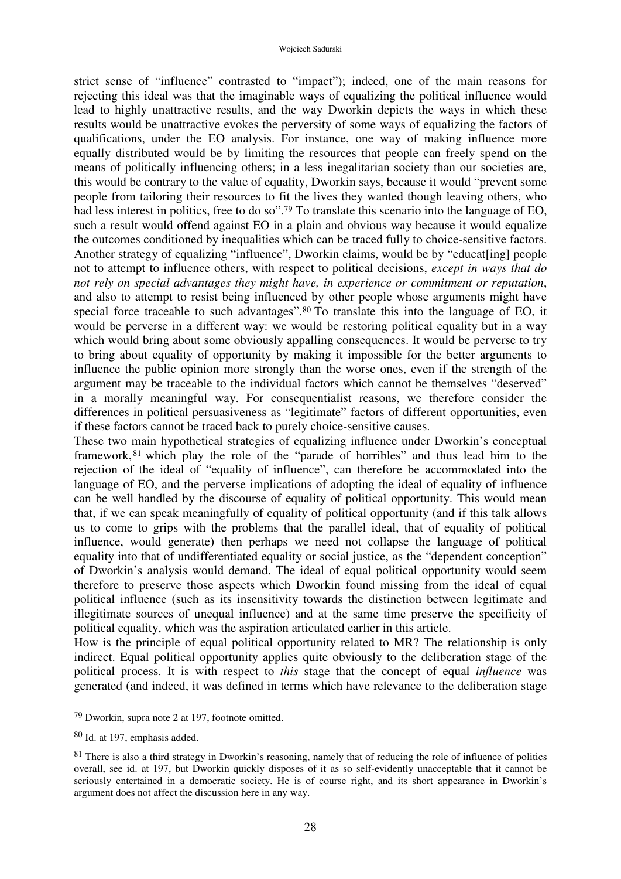strict sense of "influence" contrasted to "impact"); indeed, one of the main reasons for rejecting this ideal was that the imaginable ways of equalizing the political influence would lead to highly unattractive results, and the way Dworkin depicts the ways in which these results would be unattractive evokes the perversity of some ways of equalizing the factors of qualifications, under the EO analysis. For instance, one way of making influence more equally distributed would be by limiting the resources that people can freely spend on the means of politically influencing others; in a less inegalitarian society than our societies are, this would be contrary to the value of equality, Dworkin says, because it would "prevent some people from tailoring their resources to fit the lives they wanted though leaving others, who had less interest in politics, free to do so".[79] To translate this scenario into the language of EO, such a result would offend against EO in a plain and obvious way because it would equalize the outcomes conditioned by inequalities which can be traced fully to choice-sensitive factors. Another strategy of equalizing "influence", Dworkin claims, would be by "educat[ing] people not to attempt to influence others, with respect to political decisions, *except in ways that do not rely on special advantages they might have, in experience or commitment or reputation*, and also to attempt to resist being influenced by other people whose arguments might have special force traceable to such advantages".[80] To translate this into the language of EO, it would be perverse in a different way: we would be restoring political equality but in a way which would bring about some obviously appalling consequences. It would be perverse to try to bring about equality of opportunity by making it impossible for the better arguments to influence the public opinion more strongly than the worse ones, even if the strength of the argument may be traceable to the individual factors which cannot be themselves "deserved" in a morally meaningful way. For consequentialist reasons, we therefore consider the differences in political persuasiveness as "legitimate" factors of different opportunities, even if these factors cannot be traced back to purely choice-sensitive causes.

These two main hypothetical strategies of equalizing influence under Dworkin's conceptual framework,[81] which play the role of the "parade of horribles" and thus lead him to the rejection of the ideal of "equality of influence", can therefore be accommodated into the language of EO, and the perverse implications of adopting the ideal of equality of influence can be well handled by the discourse of equality of political opportunity. This would mean that, if we can speak meaningfully of equality of political opportunity (and if this talk allows us to come to grips with the problems that the parallel ideal, that of equality of political influence, would generate) then perhaps we need not collapse the language of political equality into that of undifferentiated equality or social justice, as the "dependent conception" of Dworkin's analysis would demand. The ideal of equal political opportunity would seem therefore to preserve those aspects which Dworkin found missing from the ideal of equal political influence (such as its insensitivity towards the distinction between legitimate and illegitimate sources of unequal influence) and at the same time preserve the specificity of political equality, which was the aspiration articulated earlier in this article.

How is the principle of equal political opportunity related to MR? The relationship is only indirect. Equal political opportunity applies quite obviously to the deliberation stage of the political process. It is with respect to *this* stage that the concept of equal *influence* was generated (and indeed, it was defined in terms which have relevance to the deliberation stage

---

[79] Dworkin, supra note 2 at 197, footnote omitted.

[80] Id. at 197, emphasis added.

[81] There is also a third strategy in Dworkin's reasoning, namely that of reducing the role of influence of politics overall, see id. at 197, but Dworkin quickly disposes of it as so self-evidently unacceptable that it cannot be seriously entertained in a democratic society. He is of course right, and its short appearance in Dworkin's argument does not affect the discussion here in any way.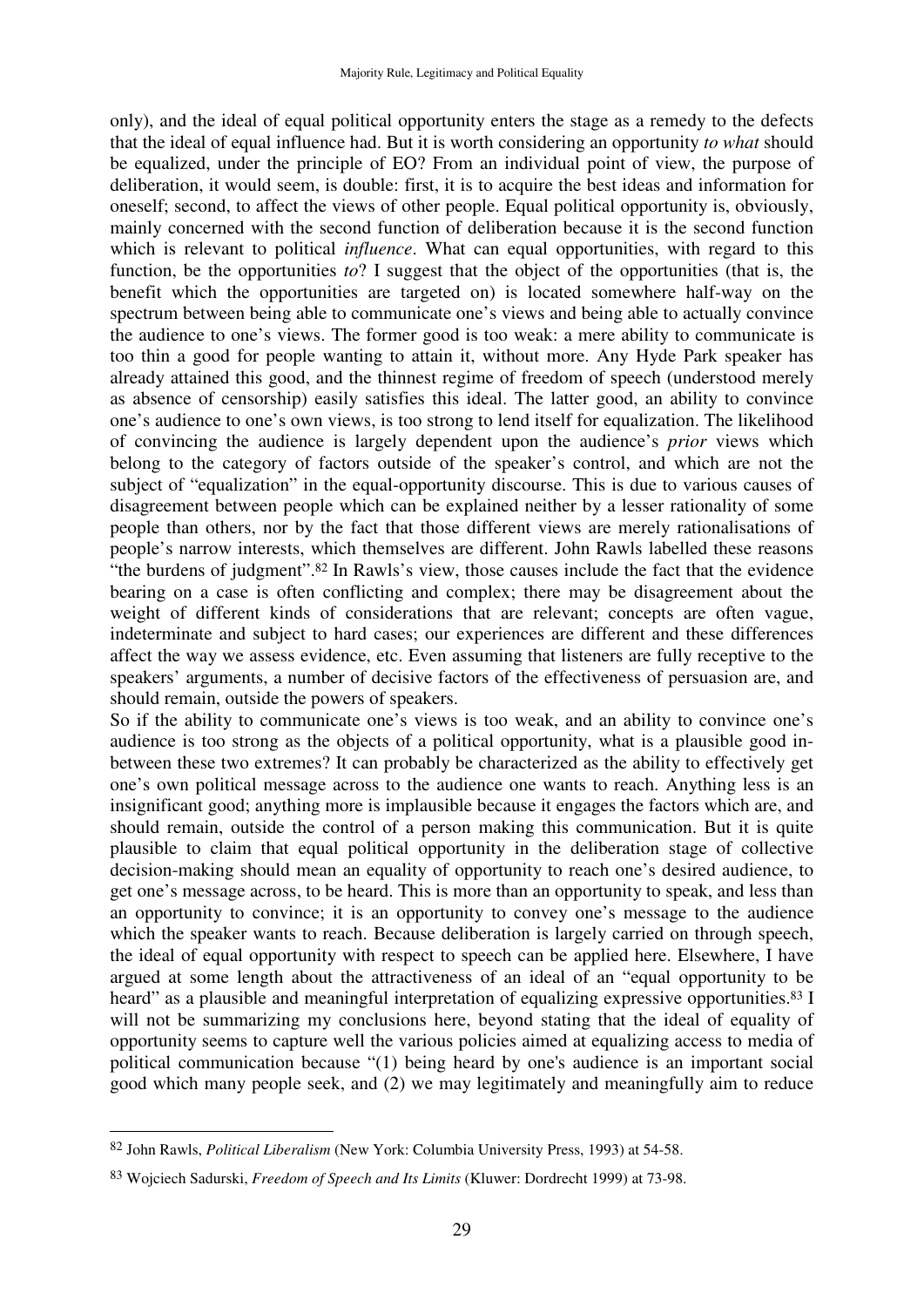only), and the ideal of equal political opportunity enters the stage as a remedy to the defects that the ideal of equal influence had. But it is worth considering an opportunity *to what* should be equalized, under the principle of EO? From an individual point of view, the purpose of deliberation, it would seem, is double: first, it is to acquire the best ideas and information for oneself; second, to affect the views of other people. Equal political opportunity is, obviously, mainly concerned with the second function of deliberation because it is the second function which is relevant to political *influence*. What can equal opportunities, with regard to this function, be the opportunities *to*? I suggest that the object of the opportunities (that is, the benefit which the opportunities are targeted on) is located somewhere half-way on the spectrum between being able to communicate one's views and being able to actually convince the audience to one's views. The former good is too weak: a mere ability to communicate is too thin a good for people wanting to attain it, without more. Any Hyde Park speaker has already attained this good, and the thinnest regime of freedom of speech (understood merely as absence of censorship) easily satisfies this ideal. The latter good, an ability to convince one's audience to one's own views, is too strong to lend itself for equalization. The likelihood of convincing the audience is largely dependent upon the audience's *prior* views which belong to the category of factors outside of the speaker's control, and which are not the subject of "equalization" in the equal-opportunity discourse. This is due to various causes of disagreement between people which can be explained neither by a lesser rationality of some people than others, nor by the fact that those different views are merely rationalisations of people's narrow interests, which themselves are different. John Rawls labelled these reasons "the burdens of judgment".[82] In Rawls's view, those causes include the fact that the evidence bearing on a case is often conflicting and complex; there may be disagreement about the weight of different kinds of considerations that are relevant; concepts are often vague, indeterminate and subject to hard cases; our experiences are different and these differences affect the way we assess evidence, etc. Even assuming that listeners are fully receptive to the speakers' arguments, a number of decisive factors of the effectiveness of persuasion are, and should remain, outside the powers of speakers.

So if the ability to communicate one's views is too weak, and an ability to convince one's audience is too strong as the objects of a political opportunity, what is a plausible good in-between these two extremes? It can probably be characterized as the ability to effectively get one's own political message across to the audience one wants to reach. Anything less is an insignificant good; anything more is implausible because it engages the factors which are, and should remain, outside the control of a person making this communication. But it is quite plausible to claim that equal political opportunity in the deliberation stage of collective decision-making should mean an equality of opportunity to reach one's desired audience, to get one's message across, to be heard. This is more than an opportunity to speak, and less than an opportunity to convince; it is an opportunity to convey one's message to the audience which the speaker wants to reach. Because deliberation is largely carried on through speech, the ideal of equal opportunity with respect to speech can be applied here. Elsewhere, I have argued at some length about the attractiveness of an ideal of an "equal opportunity to be heard" as a plausible and meaningful interpretation of equalizing expressive opportunities.[83] I will not be summarizing my conclusions here, beyond stating that the ideal of equality of opportunity seems to capture well the various policies aimed at equalizing access to media of political communication because "(1) being heard by one's audience is an important social good which many people seek, and (2) we may legitimately and meaningfully aim to reduce

---

[82] John Rawls, *Political Liberalism* (New York: Columbia University Press, 1993) at 54-58.

[83] Wojciech Sadurski, *Freedom of Speech and Its Limits* (Kluwer: Dordrecht 1999) at 73-98.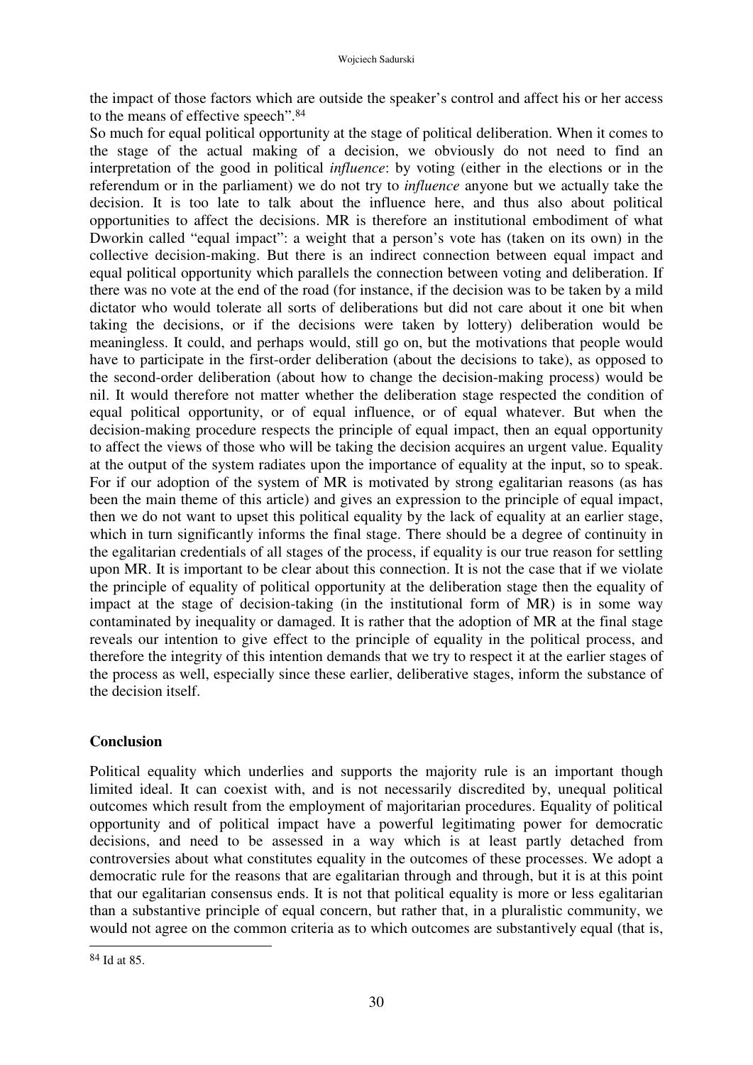the impact of those factors which are outside the speaker's control and affect his or her access to the means of effective speech".[84]

So much for equal political opportunity at the stage of political deliberation. When it comes to the stage of the actual making of a decision, we obviously do not need to find an interpretation of the good in political *influence*: by voting (either in the elections or in the referendum or in the parliament) we do not try to *influence* anyone but we actually take the decision. It is too late to talk about the influence here, and thus also about political opportunities to affect the decisions. MR is therefore an institutional embodiment of what Dworkin called "equal impact": a weight that a person's vote has (taken on its own) in the collective decision-making. But there is an indirect connection between equal impact and equal political opportunity which parallels the connection between voting and deliberation. If there was no vote at the end of the road (for instance, if the decision was to be taken by a mild dictator who would tolerate all sorts of deliberations but did not care about it one bit when taking the decisions, or if the decisions were taken by lottery) deliberation would be meaningless. It could, and perhaps would, still go on, but the motivations that people would have to participate in the first-order deliberation (about the decisions to take), as opposed to the second-order deliberation (about how to change the decision-making process) would be nil. It would therefore not matter whether the deliberation stage respected the condition of equal political opportunity, or of equal influence, or of equal whatever. But when the decision-making procedure respects the principle of equal impact, then an equal opportunity to affect the views of those who will be taking the decision acquires an urgent value. Equality at the output of the system radiates upon the importance of equality at the input, so to speak. For if our adoption of the system of MR is motivated by strong egalitarian reasons (as has been the main theme of this article) and gives an expression to the principle of equal impact, then we do not want to upset this political equality by the lack of equality at an earlier stage, which in turn significantly informs the final stage. There should be a degree of continuity in the egalitarian credentials of all stages of the process, if equality is our true reason for settling upon MR. It is important to be clear about this connection. It is not the case that if we violate the principle of equality of political opportunity at the deliberation stage then the equality of impact at the stage of decision-taking (in the institutional form of MR) is in some way contaminated by inequality or damaged. It is rather that the adoption of MR at the final stage reveals our intention to give effect to the principle of equality in the political process, and therefore the integrity of this intention demands that we try to respect it at the earlier stages of the process as well, especially since these earlier, deliberative stages, inform the substance of the decision itself.

## Conclusion

Political equality which underlies and supports the majority rule is an important though limited ideal. It can coexist with, and is not necessarily discredited by, unequal political outcomes which result from the employment of majoritarian procedures. Equality of political opportunity and of political impact have a powerful legitimating power for democratic decisions, and need to be assessed in a way which is at least partly detached from controversies about what constitutes equality in the outcomes of these processes. We adopt a democratic rule for the reasons that are egalitarian through and through, but it is at this point that our egalitarian consensus ends. It is not that political equality is more or less egalitarian than a substantive principle of equal concern, but rather that, in a pluralistic community, we would not agree on the common criteria as to which outcomes are substantively equal (that is,

[84] Id at 85.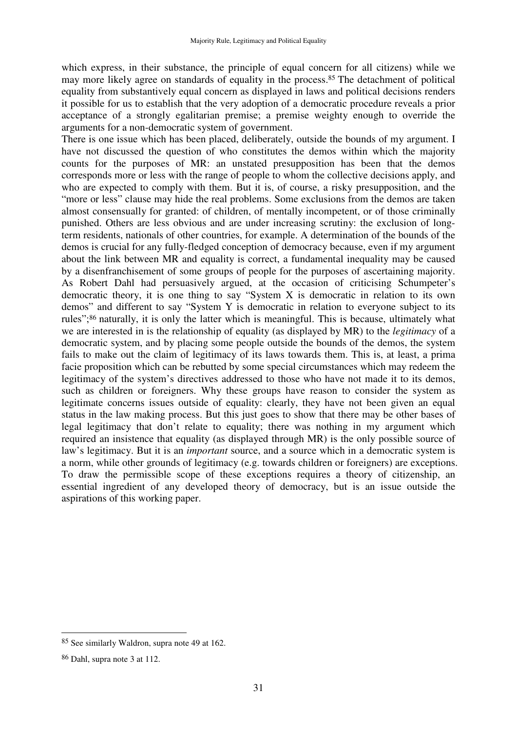which express, in their substance, the principle of equal concern for all citizens) while we may more likely agree on standards of equality in the process.[85] The detachment of political equality from substantively equal concern as displayed in laws and political decisions renders it possible for us to establish that the very adoption of a democratic procedure reveals a prior acceptance of a strongly egalitarian premise; a premise weighty enough to override the arguments for a non-democratic system of government.

There is one issue which has been placed, deliberately, outside the bounds of my argument. I have not discussed the question of who constitutes the demos within which the majority counts for the purposes of MR: an unstated presupposition has been that the demos corresponds more or less with the range of people to whom the collective decisions apply, and who are expected to comply with them. But it is, of course, a risky presupposition, and the "more or less" clause may hide the real problems. Some exclusions from the demos are taken almost consensually for granted: of children, of mentally incompetent, or of those criminally punished. Others are less obvious and are under increasing scrutiny: the exclusion of long-term residents, nationals of other countries, for example. A determination of the bounds of the demos is crucial for any fully-fledged conception of democracy because, even if my argument about the link between MR and equality is correct, a fundamental inequality may be caused by a disenfranchisement of some groups of people for the purposes of ascertaining majority. As Robert Dahl had persuasively argued, at the occasion of criticising Schumpeter's democratic theory, it is one thing to say "System X is democratic in relation to its own demos" and different to say "System Y is democratic in relation to everyone subject to its rules";[86] naturally, it is only the latter which is meaningful. This is because, ultimately what we are interested in is the relationship of equality (as displayed by MR) to the *legitimacy* of a democratic system, and by placing some people outside the bounds of the demos, the system fails to make out the claim of legitimacy of its laws towards them. This is, at least, a prima facie proposition which can be rebutted by some special circumstances which may redeem the legitimacy of the system's directives addressed to those who have not made it to its demos, such as children or foreigners. Why these groups have reason to consider the system as legitimate concerns issues outside of equality: clearly, they have not been given an equal status in the law making process. But this just goes to show that there may be other bases of legal legitimacy that don't relate to equality; there was nothing in my argument which required an insistence that equality (as displayed through MR) is the only possible source of law's legitimacy. But it is an *important* source, and a source which in a democratic system is a norm, while other grounds of legitimacy (e.g. towards children or foreigners) are exceptions. To draw the permissible scope of these exceptions requires a theory of citizenship, an essential ingredient of any developed theory of democracy, but is an issue outside the aspirations of this working paper.

---

[85] See similarly Waldron, supra note 49 at 162.

[86] Dahl, supra note 3 at 112.